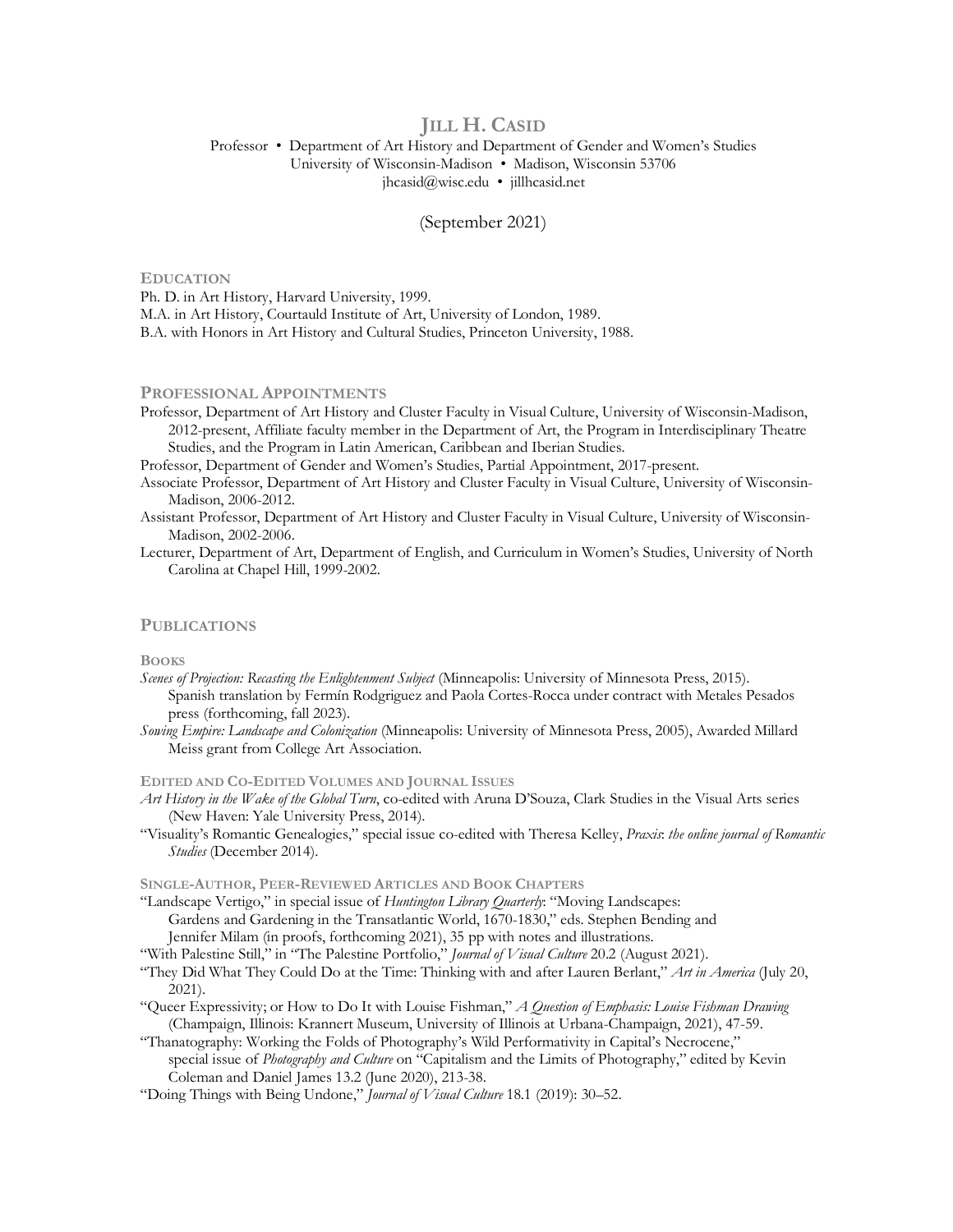# JILL H. CASID

Professor • Department of Art History and Department of Gender and Women's Studies
University of Wisconsin-Madison • Madison, Wisconsin 53706
jhcasid@wisc.edu • jillhcasid.net

(September 2021)

## EDUCATION

Ph. D. in Art History, Harvard University, 1999.
M.A. in Art History, Courtauld Institute of Art, University of London, 1989.
B.A. with Honors in Art History and Cultural Studies, Princeton University, 1988.

## PROFESSIONAL APPOINTMENTS

Professor, Department of Art History and Cluster Faculty in Visual Culture, University of Wisconsin-Madison, 2012-present, Affiliate faculty member in the Department of Art, the Program in Interdisciplinary Theatre Studies, and the Program in Latin American, Caribbean and Iberian Studies.

Professor, Department of Gender and Women's Studies, Partial Appointment, 2017-present.

Associate Professor, Department of Art History and Cluster Faculty in Visual Culture, University of Wisconsin-Madison, 2006-2012.

Assistant Professor, Department of Art History and Cluster Faculty in Visual Culture, University of Wisconsin-Madison, 2002-2006.

Lecturer, Department of Art, Department of English, and Curriculum in Women's Studies, University of North Carolina at Chapel Hill, 1999-2002.

## PUBLICATIONS

### BOOKS

*Scenes of Projection: Recasting the Enlightenment Subject* (Minneapolis: University of Minnesota Press, 2015). Spanish translation by Fermín Rodgriguez and Paola Cortes-Rocca under contract with Metales Pesados press (forthcoming, fall 2023).

*Sowing Empire: Landscape and Colonization* (Minneapolis: University of Minnesota Press, 2005), Awarded Millard Meiss grant from College Art Association.

### EDITED AND CO-EDITED VOLUMES AND JOURNAL ISSUES

*Art History in the Wake of the Global Turn*, co-edited with Aruna D'Souza, Clark Studies in the Visual Arts series (New Haven: Yale University Press, 2014).

"Visuality's Romantic Genealogies," special issue co-edited with Theresa Kelley, *Praxis*: *the online journal of Romantic Studies* (December 2014).

### SINGLE-AUTHOR, PEER-REVIEWED ARTICLES AND BOOK CHAPTERS

"Landscape Vertigo," in special issue of *Huntington Library Quarterly*: "Moving Landscapes: Gardens and Gardening in the Transatlantic World, 1670-1830," eds. Stephen Bending and Jennifer Milam (in proofs, forthcoming 2021), 35 pp with notes and illustrations.

"With Palestine Still," in "The Palestine Portfolio," *Journal of Visual Culture* 20.2 (August 2021).

"They Did What They Could Do at the Time: Thinking with and after Lauren Berlant," *Art in America* (July 20, 2021).

"Queer Expressivity; or How to Do It with Louise Fishman," *A Question of Emphasis: Louise Fishman Drawing* (Champaign, Illinois: Krannert Museum, University of Illinois at Urbana-Champaign, 2021), 47-59.

"Thanatography: Working the Folds of Photography's Wild Performativity in Capital's Necrocene," special issue of *Photography and Culture* on "Capitalism and the Limits of Photography," edited by Kevin Coleman and Daniel James 13.2 (June 2020), 213-38.

"Doing Things with Being Undone," *Journal of Visual Culture* 18.1 (2019): 30–52.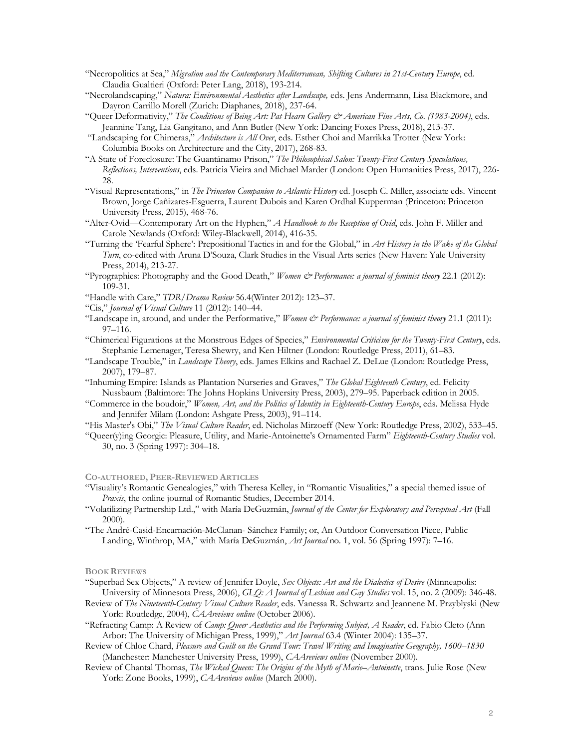"Necropolitics at Sea," *Migration and the Contemporary Mediterranean, Shifting Cultures in 21st-Century Europe*, ed. Claudia Gualtieri (Oxford: Peter Lang, 2018), 193-214.

"Necrolandscaping," *Natura: Environmental Aesthetics after Landscape,* eds. Jens Andermann, Lisa Blackmore, and Dayron Carrillo Morell (Zurich: Diaphanes, 2018), 237-64.

"Queer Deformativity," *The Conditions of Being Art: Pat Hearn Gallery & American Fine Arts, Co. (1983-2004)*, eds. Jeannine Tang, Lia Gangitano, and Ann Butler (New York: Dancing Foxes Press, 2018), 213-37.

"Landscaping for Chimeras," *Architecture is All Over*, eds. Esther Choi and Marrikka Trotter (New York: Columbia Books on Architecture and the City, 2017), 268-83.

"A State of Foreclosure: The Guantánamo Prison," *The Philosophical Salon: Twenty-First Century Speculations, Reflections, Interventions*, eds. Patricia Vieira and Michael Marder (London: Open Humanities Press, 2017), 226-28.

"Visual Representations," in *The Princeton Companion to Atlantic History* ed. Joseph C. Miller, associate eds. Vincent Brown, Jorge Cañizares-Esguerra, Laurent Dubois and Karen Ordhal Kupperman (Princeton: Princeton University Press, 2015), 468-76.

"Alter-Ovid—Contemporary Art on the Hyphen," *A Handbook to the Reception of Ovid*, eds. John F. Miller and Carole Newlands (Oxford: Wiley-Blackwell, 2014), 416-35.

"Turning the 'Fearful Sphere': Prepositional Tactics in and for the Global," in *Art History in the Wake of the Global Turn*, co-edited with Aruna D'Souza, Clark Studies in the Visual Arts series (New Haven: Yale University Press, 2014), 213-27.

"Pyrographies: Photography and the Good Death," *Women & Performance: a journal of feminist theory* 22.1 (2012): 109-31.

"Handle with Care," *TDR/Drama Review* 56.4(Winter 2012): 123–37.

"Cis," *Journal of Visual Culture* 11 (2012): 140–44.

"Landscape in, around, and under the Performative," *Women & Performance: a journal of feminist theory* 21.1 (2011): 97–116.

"Chimerical Figurations at the Monstrous Edges of Species," *Environmental Criticism for the Twenty-First Century*, eds. Stephanie Lemenager, Teresa Shewry, and Ken Hiltner (London: Routledge Press, 2011), 61–83.

"Landscape Trouble," in *Landscape Theory*, eds. James Elkins and Rachael Z. DeLue (London: Routledge Press, 2007), 179–87.

"Inhuming Empire: Islands as Plantation Nurseries and Graves," *The Global Eighteenth Century*, ed. Felicity Nussbaum (Baltimore: The Johns Hopkins University Press, 2003), 279–95. Paperback edition in 2005.

"Commerce in the boudoir," *Women, Art, and the Politics of Identity in Eighteenth-Century Europe*, eds. Melissa Hyde and Jennifer Milam (London: Ashgate Press, 2003), 91–114.

"His Master's Obi," *The Visual Culture Reader*, ed. Nicholas Mirzoeff (New York: Routledge Press, 2002), 533–45.

"Queer(y)ing Georgic: Pleasure, Utility, and Marie-Antoinette's Ornamented Farm" *Eighteenth-Century Studies* vol. 30, no. 3 (Spring 1997): 304–18.

## CO-AUTHORED, PEER-REVIEWED ARTICLES

"Visuality's Romantic Genealogies," with Theresa Kelley, in "Romantic Visualities," a special themed issue of *Praxis*, the online journal of Romantic Studies, December 2014.

"Volatilizing Partnership Ltd.," with María DeGuzmán, *Journal of the Center for Exploratory and Perceptual Art* (Fall 2000).

"The André-Casid-Encarnación-McClanan- Sánchez Family; or, An Outdoor Conversation Piece, Public Landing, Winthrop, MA," with María DeGuzmán, *Art Journal* no. 1, vol. 56 (Spring 1997): 7–16.

## BOOK REVIEWS

"Superbad Sex Objects," A review of Jennifer Doyle, *Sex Objects: Art and the Dialectics of Desire* (Minneapolis: University of Minnesota Press, 2006), *GLQ: A Journal of Lesbian and Gay Studies* vol. 15, no. 2 (2009): 346-48.

Review of *The Nineteenth-Century Visual Culture Reader*, eds. Vanessa R. Schwartz and Jeannene M. Przyblyski (New York: Routledge, 2004), *CAAreviews online* (October 2006).

"Refracting Camp: A Review of *Camp: Queer Aesthetics and the Performing Subject, A Reader*, ed. Fabio Cleto (Ann Arbor: The University of Michigan Press, 1999)," *Art Journal* 63.4 (Winter 2004): 135–37.

Review of Chloe Chard, *Pleasure and Guilt on the Grand Tour: Travel Writing and Imaginative Geography, 1600–1830* (Manchester: Manchester University Press, 1999), *CAAreviews online* (November 2000).

Review of Chantal Thomas, *The Wicked Queen: The Origins of the Myth of Marie–Antoinette*, trans. Julie Rose (New York: Zone Books, 1999), *CAAreviews online* (March 2000).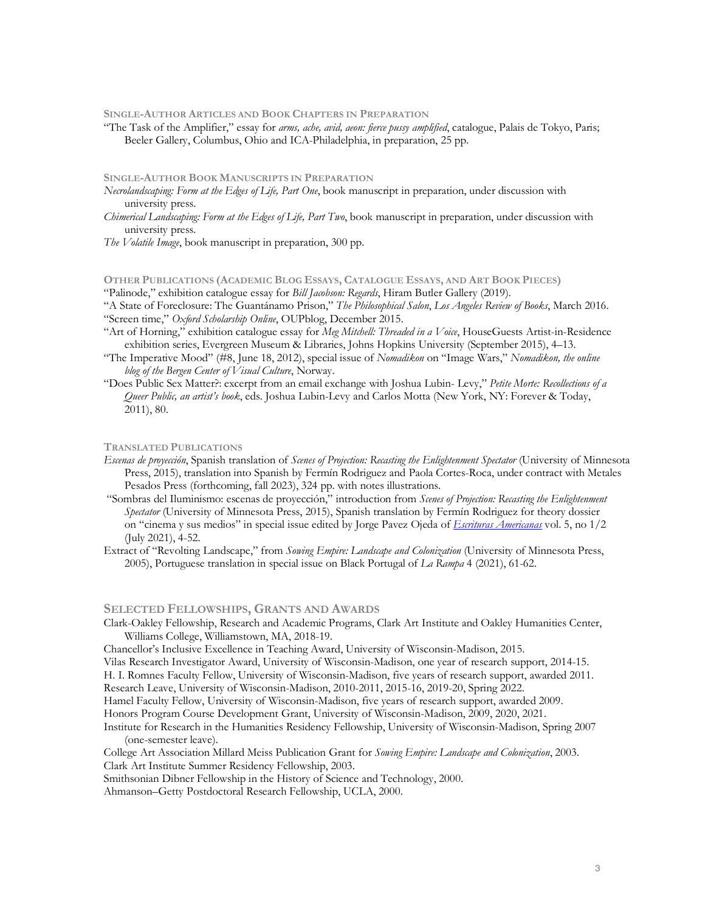### Single-Author Articles and Book Chapters in Preparation

"The Task of the Amplifier," essay for *arms, ache, avid, aeon: fierce pussy amplified*, catalogue, Palais de Tokyo, Paris; Beeler Gallery, Columbus, Ohio and ICA-Philadelphia, in preparation, 25 pp.

### Single-Author Book Manuscripts in Preparation

*Necrolandscaping: Form at the Edges of Life, Part One*, book manuscript in preparation, under discussion with university press.

*Chimerical Landscaping: Form at the Edges of Life, Part Two*, book manuscript in preparation, under discussion with university press.

*The Volatile Image*, book manuscript in preparation, 300 pp.

### Other Publications (Academic Blog Essays, Catalogue Essays, and Art Book Pieces)

"Palinode," exhibition catalogue essay for *Bill Jacobson: Regards*, Hiram Butler Gallery (2019).

"A State of Foreclosure: The Guantánamo Prison," *The Philosophical Salon*, *Los Angeles Review of Books*, March 2016.

"Screen time," *Oxford Scholarship Online*, OUPblog, December 2015.

"Art of Horning," exhibition catalogue essay for *Meg Mitchell: Threaded in a Voice*, HouseGuests Artist-in-Residence exhibition series, Evergreen Museum & Libraries, Johns Hopkins University (September 2015), 4–13.

"The Imperative Mood" (#8, June 18, 2012), special issue of *Nomadikon* on "Image Wars," *Nomadikon, the online blog of the Bergen Center of Visual Culture*, Norway.

"Does Public Sex Matter?: excerpt from an email exchange with Joshua Lubin- Levy," *Petite Morte: Recollections of a Queer Public, an artist's book*, eds. Joshua Lubin-Levy and Carlos Motta (New York, NY: Forever & Today, 2011), 80.

### Translated Publications

*Escenas de proyección*, Spanish translation of *Scenes of Projection: Recasting the Enlightenment Spectator* (University of Minnesota Press, 2015), translation into Spanish by Fermín Rodriguez and Paola Cortes-Roca, under contract with Metales Pesados Press (forthcoming, fall 2023), 324 pp. with notes illustrations.

"Sombras del Iluminismo: escenas de proyección," introduction from *Scenes of Projection: Recasting the Enlightenment Spectator* (University of Minnesota Press, 2015), Spanish translation by Fermín Rodriguez for theory dossier on "cinema y sus medios" in special issue edited by Jorge Pavez Ojeda of *Escrituras Americanas* vol. 5, no 1/2 (July 2021), 4-52.

Extract of "Revolting Landscape," from *Sowing Empire: Landscape and Colonization* (University of Minnesota Press, 2005), Portuguese translation in special issue on Black Portugal of *La Rampa* 4 (2021), 61-62.

## Selected Fellowships, Grants and Awards

Clark-Oakley Fellowship, Research and Academic Programs, Clark Art Institute and Oakley Humanities Center, Williams College, Williamstown, MA, 2018-19.

Chancellor's Inclusive Excellence in Teaching Award, University of Wisconsin-Madison, 2015.

Vilas Research Investigator Award, University of Wisconsin-Madison, one year of research support, 2014-15.

H. I. Romnes Faculty Fellow, University of Wisconsin-Madison, five years of research support, awarded 2011.

Research Leave, University of Wisconsin-Madison, 2010-2011, 2015-16, 2019-20, Spring 2022.

Hamel Faculty Fellow, University of Wisconsin-Madison, five years of research support, awarded 2009.

Honors Program Course Development Grant, University of Wisconsin-Madison, 2009, 2020, 2021.

Institute for Research in the Humanities Residency Fellowship, University of Wisconsin-Madison, Spring 2007 (one-semester leave).

College Art Association Millard Meiss Publication Grant for *Sowing Empire: Landscape and Colonization*, 2003.

Clark Art Institute Summer Residency Fellowship, 2003.

Smithsonian Dibner Fellowship in the History of Science and Technology, 2000.

Ahmanson–Getty Postdoctoral Research Fellowship, UCLA, 2000.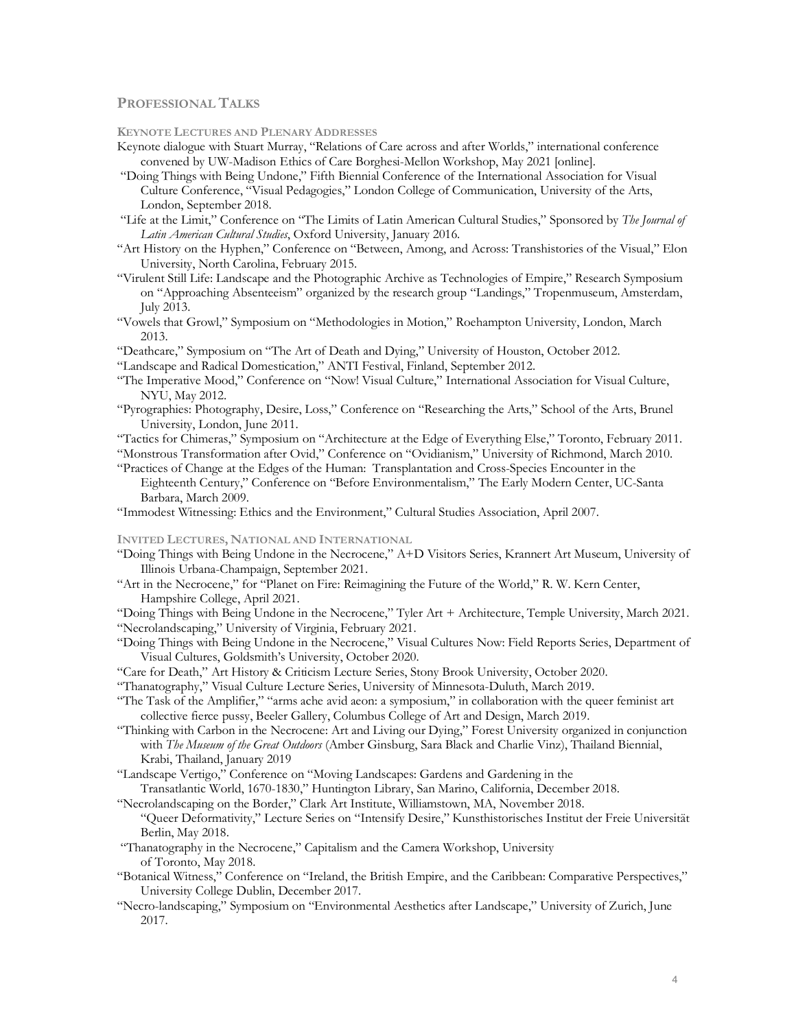## PROFESSIONAL TALKS

### KEYNOTE LECTURES AND PLENARY ADDRESSES

Keynote dialogue with Stuart Murray, "Relations of Care across and after Worlds," international conference convened by UW-Madison Ethics of Care Borghesi-Mellon Workshop, May 2021 [online].

"Doing Things with Being Undone," Fifth Biennial Conference of the International Association for Visual Culture Conference, "Visual Pedagogies," London College of Communication, University of the Arts, London, September 2018.

"Life at the Limit," Conference on "The Limits of Latin American Cultural Studies," Sponsored by *The Journal of Latin American Cultural Studies*, Oxford University, January 2016.

"Art History on the Hyphen," Conference on "Between, Among, and Across: Transhistories of the Visual," Elon University, North Carolina, February 2015.

"Virulent Still Life: Landscape and the Photographic Archive as Technologies of Empire," Research Symposium on "Approaching Absenteeism" organized by the research group "Landings," Tropenmuseum, Amsterdam, July 2013.

"Vowels that Growl," Symposium on "Methodologies in Motion," Roehampton University, London, March 2013.

"Deathcare," Symposium on "The Art of Death and Dying," University of Houston, October 2012.

"Landscape and Radical Domestication," ANTI Festival, Finland, September 2012.

"The Imperative Mood," Conference on "Now! Visual Culture," International Association for Visual Culture, NYU, May 2012.

"Pyrographies: Photography, Desire, Loss," Conference on "Researching the Arts," School of the Arts, Brunel University, London, June 2011.

"Tactics for Chimeras," Symposium on "Architecture at the Edge of Everything Else," Toronto, February 2011.

"Monstrous Transformation after Ovid," Conference on "Ovidianism," University of Richmond, March 2010.

"Practices of Change at the Edges of the Human: Transplantation and Cross-Species Encounter in the Eighteenth Century," Conference on "Before Environmentalism," The Early Modern Center, UC-Santa Barbara, March 2009.

"Immodest Witnessing: Ethics and the Environment," Cultural Studies Association, April 2007.

### INVITED LECTURES, NATIONAL AND INTERNATIONAL

"Doing Things with Being Undone in the Necrocene," A+D Visitors Series, Krannert Art Museum, University of Illinois Urbana-Champaign, September 2021.

"Art in the Necrocene," for "Planet on Fire: Reimagining the Future of the World," R. W. Kern Center, Hampshire College, April 2021.

"Doing Things with Being Undone in the Necrocene," Tyler Art + Architecture, Temple University, March 2021.

"Necrolandscaping," University of Virginia, February 2021.

"Doing Things with Being Undone in the Necrocene," Visual Cultures Now: Field Reports Series, Department of Visual Cultures, Goldsmith's University, October 2020.

"Care for Death," Art History & Criticism Lecture Series, Stony Brook University, October 2020.

"Thanatography," Visual Culture Lecture Series, University of Minnesota-Duluth, March 2019.

"The Task of the Amplifier," "arms ache avid aeon: a symposium," in collaboration with the queer feminist art collective fierce pussy, Beeler Gallery, Columbus College of Art and Design, March 2019.

"Thinking with Carbon in the Necrocene: Art and Living our Dying," Forest University organized in conjunction with *The Museum of the Great Outdoors* (Amber Ginsburg, Sara Black and Charlie Vinz), Thailand Biennial, Krabi, Thailand, January 2019

"Landscape Vertigo," Conference on "Moving Landscapes: Gardens and Gardening in the Transatlantic World, 1670-1830," Huntington Library, San Marino, California, December 2018.

"Necrolandscaping on the Border," Clark Art Institute, Williamstown, MA, November 2018.

"Queer Deformativity," Lecture Series on "Intensify Desire," Kunsthistorisches Institut der Freie Universität Berlin, May 2018.

"Thanatography in the Necrocene," Capitalism and the Camera Workshop, University of Toronto, May 2018.

"Botanical Witness," Conference on "Ireland, the British Empire, and the Caribbean: Comparative Perspectives," University College Dublin, December 2017.

"Necro-landscaping," Symposium on "Environmental Aesthetics after Landscape," University of Zurich, June 2017.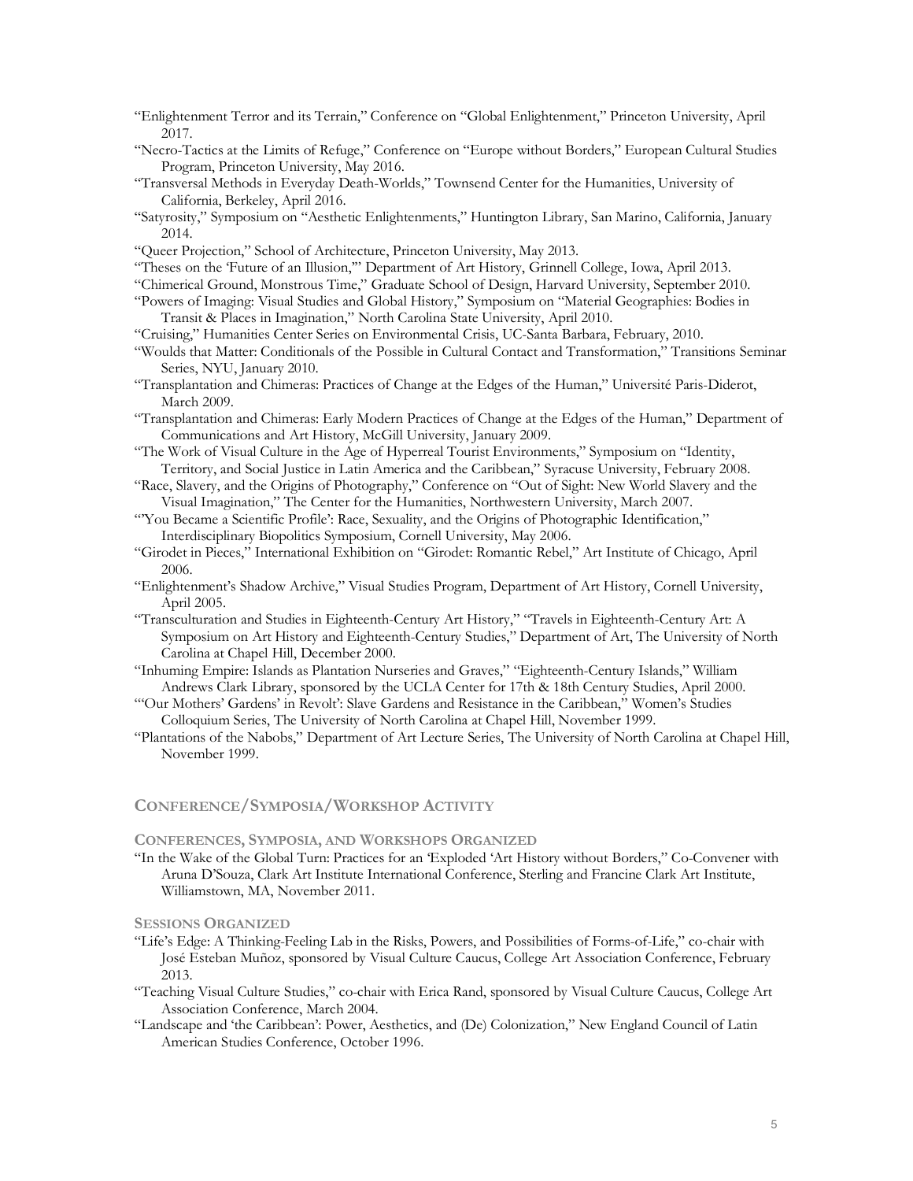"Enlightenment Terror and its Terrain," Conference on "Global Enlightenment," Princeton University, April 2017.

"Necro-Tactics at the Limits of Refuge," Conference on "Europe without Borders," European Cultural Studies Program, Princeton University, May 2016.

"Transversal Methods in Everyday Death-Worlds," Townsend Center for the Humanities, University of California, Berkeley, April 2016.

"Satyrosity," Symposium on "Aesthetic Enlightenments," Huntington Library, San Marino, California, January 2014.

"Queer Projection," School of Architecture, Princeton University, May 2013.

"Theses on the 'Future of an Illusion,'" Department of Art History, Grinnell College, Iowa, April 2013.

"Chimerical Ground, Monstrous Time," Graduate School of Design, Harvard University, September 2010.

"Powers of Imaging: Visual Studies and Global History," Symposium on "Material Geographies: Bodies in Transit & Places in Imagination," North Carolina State University, April 2010.

"Cruising," Humanities Center Series on Environmental Crisis, UC-Santa Barbara, February, 2010.

"Woulds that Matter: Conditionals of the Possible in Cultural Contact and Transformation," Transitions Seminar Series, NYU, January 2010.

"Transplantation and Chimeras: Practices of Change at the Edges of the Human," Université Paris-Diderot, March 2009.

"Transplantation and Chimeras: Early Modern Practices of Change at the Edges of the Human," Department of Communications and Art History, McGill University, January 2009.

"The Work of Visual Culture in the Age of Hyperreal Tourist Environments," Symposium on "Identity, Territory, and Social Justice in Latin America and the Caribbean," Syracuse University, February 2008.

"Race, Slavery, and the Origins of Photography," Conference on "Out of Sight: New World Slavery and the Visual Imagination," The Center for the Humanities, Northwestern University, March 2007.

"'You Became a Scientific Profile': Race, Sexuality, and the Origins of Photographic Identification," Interdisciplinary Biopolitics Symposium, Cornell University, May 2006.

"Girodet in Pieces," International Exhibition on "Girodet: Romantic Rebel," Art Institute of Chicago, April 2006.

"Enlightenment's Shadow Archive," Visual Studies Program, Department of Art History, Cornell University, April 2005.

"Transculturation and Studies in Eighteenth-Century Art History," "Travels in Eighteenth-Century Art: A Symposium on Art History and Eighteenth-Century Studies," Department of Art, The University of North Carolina at Chapel Hill, December 2000.

"Inhuming Empire: Islands as Plantation Nurseries and Graves," "Eighteenth-Century Islands," William Andrews Clark Library, sponsored by the UCLA Center for 17th & 18th Century Studies, April 2000.

"'Our Mothers' Gardens' in Revolt': Slave Gardens and Resistance in the Caribbean," Women's Studies Colloquium Series, The University of North Carolina at Chapel Hill, November 1999.

"Plantations of the Nabobs," Department of Art Lecture Series, The University of North Carolina at Chapel Hill, November 1999.

## Conference/Symposia/Workshop Activity

### Conferences, Symposia, and Workshops Organized

"In the Wake of the Global Turn: Practices for an 'Exploded 'Art History without Borders," Co-Convener with Aruna D'Souza, Clark Art Institute International Conference, Sterling and Francine Clark Art Institute, Williamstown, MA, November 2011.

### Sessions Organized

"Life's Edge: A Thinking-Feeling Lab in the Risks, Powers, and Possibilities of Forms-of-Life," co-chair with José Esteban Muñoz, sponsored by Visual Culture Caucus, College Art Association Conference, February 2013.

"Teaching Visual Culture Studies," co-chair with Erica Rand, sponsored by Visual Culture Caucus, College Art Association Conference, March 2004.

"Landscape and 'the Caribbean': Power, Aesthetics, and (De) Colonization," New England Council of Latin American Studies Conference, October 1996.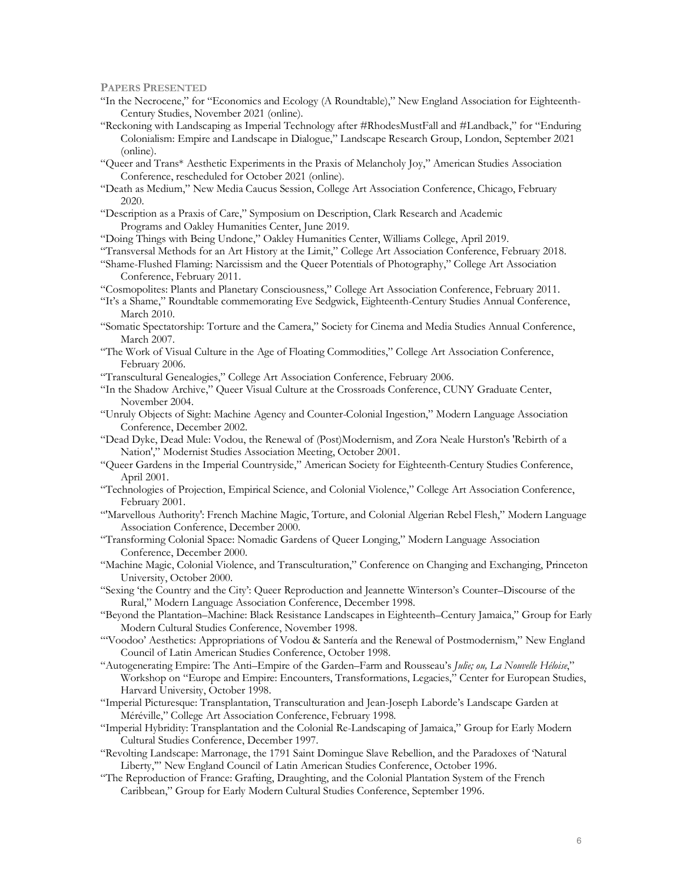## Papers Presented

“In the Necrocene,” for “Economics and Ecology (A Roundtable),” New England Association for Eighteenth-Century Studies, November 2021 (online).

“Reckoning with Landscaping as Imperial Technology after #RhodesMustFall and #Landback,” for “Enduring Colonialism: Empire and Landscape in Dialogue,” Landscape Research Group, London, September 2021 (online).

“Queer and Trans* Aesthetic Experiments in the Praxis of Melancholy Joy,” American Studies Association Conference, rescheduled for October 2021 (online).

“Death as Medium,” New Media Caucus Session, College Art Association Conference, Chicago, February 2020.

“Description as a Praxis of Care,” Symposium on Description, Clark Research and Academic Programs and Oakley Humanities Center, June 2019.

“Doing Things with Being Undone,” Oakley Humanities Center, Williams College, April 2019.

“Transversal Methods for an Art History at the Limit,” College Art Association Conference, February 2018.

“Shame-Flushed Flaming: Narcissism and the Queer Potentials of Photography,” College Art Association Conference, February 2011.

“Cosmopolites: Plants and Planetary Consciousness,” College Art Association Conference, February 2011.

“It’s a Shame,” Roundtable commemorating Eve Sedgwick, Eighteenth-Century Studies Annual Conference, March 2010.

“Somatic Spectatorship: Torture and the Camera,” Society for Cinema and Media Studies Annual Conference, March 2007.

“The Work of Visual Culture in the Age of Floating Commodities,” College Art Association Conference, February 2006.

“Transcultural Genealogies,” College Art Association Conference, February 2006.

“In the Shadow Archive,” Queer Visual Culture at the Crossroads Conference, CUNY Graduate Center, November 2004.

“Unruly Objects of Sight: Machine Agency and Counter-Colonial Ingestion,” Modern Language Association Conference, December 2002.

“Dead Dyke, Dead Mule: Vodou, the Renewal of (Post)Modernism, and Zora Neale Hurston's 'Rebirth of a Nation',” Modernist Studies Association Meeting, October 2001.

“Queer Gardens in the Imperial Countryside,” American Society for Eighteenth-Century Studies Conference, April 2001.

“Technologies of Projection, Empirical Science, and Colonial Violence,” College Art Association Conference, February 2001.

“'Marvellous Authority': French Machine Magic, Torture, and Colonial Algerian Rebel Flesh,” Modern Language Association Conference, December 2000.

“Transforming Colonial Space: Nomadic Gardens of Queer Longing,” Modern Language Association Conference, December 2000.

“Machine Magic, Colonial Violence, and Transculturation,” Conference on Changing and Exchanging, Princeton University, October 2000.

“Sexing ‘the Country and the City’: Queer Reproduction and Jeannette Winterson’s Counter–Discourse of the Rural,” Modern Language Association Conference, December 1998.

“Beyond the Plantation–Machine: Black Resistance Landscapes in Eighteenth–Century Jamaica,” Group for Early Modern Cultural Studies Conference, November 1998.

“‘Voodoo’ Aesthetics: Appropriations of Vodou & Santería and the Renewal of Postmodernism,” New England Council of Latin American Studies Conference, October 1998.

“Autogenerating Empire: The Anti–Empire of the Garden–Farm and Rousseau’s *Julie; ou, La Nouvelle Héloïse*,” Workshop on “Europe and Empire: Encounters, Transformations, Legacies,” Center for European Studies, Harvard University, October 1998.

“Imperial Picturesque: Transplantation, Transculturation and Jean-Joseph Laborde’s Landscape Garden at Méréville,” College Art Association Conference, February 1998.

“Imperial Hybridity: Transplantation and the Colonial Re-Landscaping of Jamaica,” Group for Early Modern Cultural Studies Conference, December 1997.

“Revolting Landscape: Marronage, the 1791 Saint Domingue Slave Rebellion, and the Paradoxes of ‘Natural Liberty,’” New England Council of Latin American Studies Conference, October 1996.

“The Reproduction of France: Grafting, Draughting, and the Colonial Plantation System of the French Caribbean,” Group for Early Modern Cultural Studies Conference, September 1996.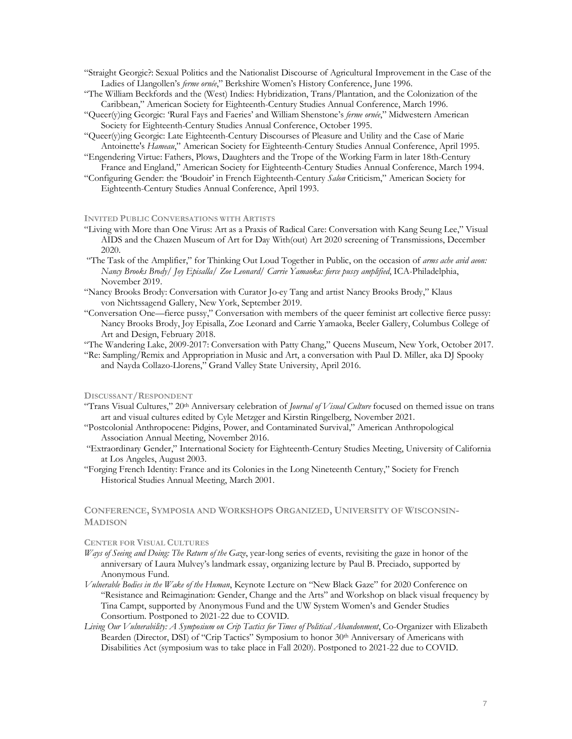"Straight Georgic?: Sexual Politics and the Nationalist Discourse of Agricultural Improvement in the Case of the Ladies of Llangollen's *ferme ornée*," Berkshire Women's History Conference, June 1996.

"The William Beckfords and the (West) Indies: Hybridization, Trans/Plantation, and the Colonization of the Caribbean," American Society for Eighteenth-Century Studies Annual Conference, March 1996.

"Queer(y)ing Georgic: 'Rural Fays and Faeries' and William Shenstone's *ferme ornée*," Midwestern American Society for Eighteenth-Century Studies Annual Conference, October 1995.

"Queer(y)ing Georgic: Late Eighteenth-Century Discourses of Pleasure and Utility and the Case of Marie Antoinette's *Hameau*," American Society for Eighteenth-Century Studies Annual Conference, April 1995.

"Engendering Virtue: Fathers, Plows, Daughters and the Trope of the Working Farm in later 18th-Century France and England," American Society for Eighteenth-Century Studies Annual Conference, March 1994.

"Configuring Gender: the 'Boudoir' in French Eighteenth-Century *Salon* Criticism," American Society for Eighteenth-Century Studies Annual Conference, April 1993.

### Invited Public Conversations with Artists

"Living with More than One Virus: Art as a Praxis of Radical Care: Conversation with Kang Seung Lee," Visual AIDS and the Chazen Museum of Art for Day With(out) Art 2020 screening of Transmissions, December 2020.

"The Task of the Amplifier," for Thinking Out Loud Together in Public, on the occasion of *arms ache avid aeon: Nancy Brooks Brody/ Joy Episalla/ Zoe Leonard/ Carrie Yamaoka: fierce pussy amplified*, ICA-Philadelphia, November 2019.

"Nancy Brooks Brody: Conversation with Curator Jo-ey Tang and artist Nancy Brooks Brody," Klaus von Nichtssagend Gallery, New York, September 2019.

"Conversation One—fierce pussy," Conversation with members of the queer feminist art collective fierce pussy: Nancy Brooks Brody, Joy Episalla, Zoe Leonard and Carrie Yamaoka, Beeler Gallery, Columbus College of Art and Design, February 2018.

"The Wandering Lake, 2009-2017: Conversation with Patty Chang," Queens Museum, New York, October 2017.

"Re: Sampling/Remix and Appropriation in Music and Art, a conversation with Paul D. Miller, aka DJ Spooky and Nayda Collazo-Llorens," Grand Valley State University, April 2016.

### Discussant/Respondent

"Trans Visual Cultures," 20th Anniversary celebration of *Journal of Visual Culture* focused on themed issue on trans art and visual cultures edited by Cyle Metzger and Kirstin Ringelberg, November 2021.

"Postcolonial Anthropocene: Pidgins, Power, and Contaminated Survival," American Anthropological Association Annual Meeting, November 2016.

"Extraordinary Gender," International Society for Eighteenth-Century Studies Meeting, University of California at Los Angeles, August 2003.

"Forging French Identity: France and its Colonies in the Long Nineteenth Century," Society for French Historical Studies Annual Meeting, March 2001.

## Conference, Symposia and Workshops Organized, University of Wisconsin-Madison

### Center for Visual Cultures

*Ways of Seeing and Doing: The Return of the Gaze*, year-long series of events, revisiting the gaze in honor of the anniversary of Laura Mulvey's landmark essay, organizing lecture by Paul B. Preciado, supported by Anonymous Fund.

*Vulnerable Bodies in the Wake of the Human*, Keynote Lecture on "New Black Gaze" for 2020 Conference on "Resistance and Reimagination: Gender, Change and the Arts" and Workshop on black visual frequency by Tina Campt, supported by Anonymous Fund and the UW System Women's and Gender Studies Consortium. Postponed to 2021-22 due to COVID.

*Living Our Vulnerability: A Symposium on Crip Tactics for Times of Political Abandonment*, Co-Organizer with Elizabeth Bearden (Director, DSI) of "Crip Tactics" Symposium to honor 30th Anniversary of Americans with Disabilities Act (symposium was to take place in Fall 2020). Postponed to 2021-22 due to COVID.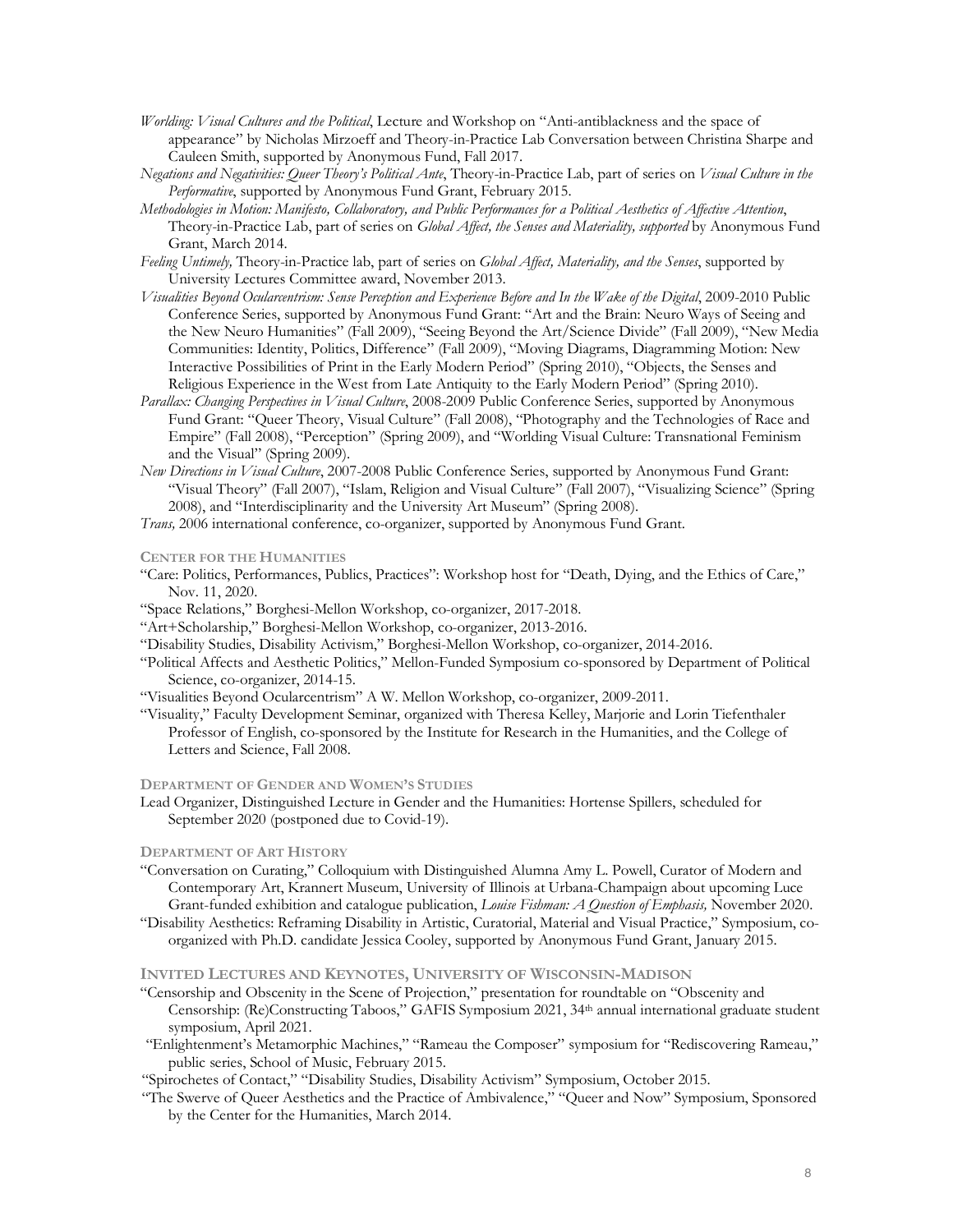*Worlding: Visual Cultures and the Political*, Lecture and Workshop on "Anti-antiblackness and the space of appearance" by Nicholas Mirzoeff and Theory-in-Practice Lab Conversation between Christina Sharpe and Cauleen Smith, supported by Anonymous Fund, Fall 2017.

*Negations and Negativities: Queer Theory's Political Ante*, Theory-in-Practice Lab, part of series on *Visual Culture in the Performative*, supported by Anonymous Fund Grant, February 2015.

*Methodologies in Motion: Manifesto, Collaboratory, and Public Performances for a Political Aesthetics of Affective Attention*, Theory-in-Practice Lab, part of series on *Global Affect, the Senses and Materiality, supported* by Anonymous Fund Grant, March 2014.

*Feeling Untimely,* Theory-in-Practice lab, part of series on *Global Affect, Materiality, and the Senses*, supported by University Lectures Committee award, November 2013.

*Visualities Beyond Ocularcentrism: Sense Perception and Experience Before and In the Wake of the Digital*, 2009-2010 Public Conference Series, supported by Anonymous Fund Grant: "Art and the Brain: Neuro Ways of Seeing and the New Neuro Humanities" (Fall 2009), "Seeing Beyond the Art/Science Divide" (Fall 2009), "New Media Communities: Identity, Politics, Difference" (Fall 2009), "Moving Diagrams, Diagramming Motion: New Interactive Possibilities of Print in the Early Modern Period" (Spring 2010), "Objects, the Senses and Religious Experience in the West from Late Antiquity to the Early Modern Period" (Spring 2010).

*Parallax: Changing Perspectives in Visual Culture*, 2008-2009 Public Conference Series, supported by Anonymous Fund Grant: "Queer Theory, Visual Culture" (Fall 2008), "Photography and the Technologies of Race and Empire" (Fall 2008), "Perception" (Spring 2009), and "Worlding Visual Culture: Transnational Feminism and the Visual" (Spring 2009).

*New Directions in Visual Culture*, 2007-2008 Public Conference Series, supported by Anonymous Fund Grant: "Visual Theory" (Fall 2007), "Islam, Religion and Visual Culture" (Fall 2007), "Visualizing Science" (Spring 2008), and "Interdisciplinarity and the University Art Museum" (Spring 2008).

*Trans,* 2006 international conference, co-organizer, supported by Anonymous Fund Grant.

### Center for the Humanities

"Care: Politics, Performances, Publics, Practices": Workshop host for "Death, Dying, and the Ethics of Care," Nov. 11, 2020.

"Space Relations," Borghesi-Mellon Workshop, co-organizer, 2017-2018.

"Art+Scholarship," Borghesi-Mellon Workshop, co-organizer, 2013-2016.

"Disability Studies, Disability Activism," Borghesi-Mellon Workshop, co-organizer, 2014-2016.

"Political Affects and Aesthetic Politics," Mellon-Funded Symposium co-sponsored by Department of Political Science, co-organizer, 2014-15.

"Visualities Beyond Ocularcentrism" A W. Mellon Workshop, co-organizer, 2009-2011.

"Visuality," Faculty Development Seminar, organized with Theresa Kelley, Marjorie and Lorin Tiefenthaler Professor of English, co-sponsored by the Institute for Research in the Humanities, and the College of Letters and Science, Fall 2008.

### Department of Gender and Women's Studies

Lead Organizer, Distinguished Lecture in Gender and the Humanities: Hortense Spillers, scheduled for September 2020 (postponed due to Covid-19).

### Department of Art History

"Conversation on Curating," Colloquium with Distinguished Alumna Amy L. Powell, Curator of Modern and Contemporary Art, Krannert Museum, University of Illinois at Urbana-Champaign about upcoming Luce Grant-funded exhibition and catalogue publication, *Louise Fishman: A Question of Emphasis,* November 2020.

"Disability Aesthetics: Reframing Disability in Artistic, Curatorial, Material and Visual Practice," Symposium, co-organized with Ph.D. candidate Jessica Cooley, supported by Anonymous Fund Grant, January 2015.

### Invited Lectures and Keynotes, University of Wisconsin-Madison

"Censorship and Obscenity in the Scene of Projection," presentation for roundtable on "Obscenity and Censorship: (Re)Constructing Taboos," GAFIS Symposium 2021, 34th annual international graduate student symposium, April 2021.

"Enlightenment's Metamorphic Machines," "Rameau the Composer" symposium for "Rediscovering Rameau," public series, School of Music, February 2015.

"Spirochetes of Contact," "Disability Studies, Disability Activism" Symposium, October 2015.

"The Swerve of Queer Aesthetics and the Practice of Ambivalence," "Queer and Now" Symposium, Sponsored by the Center for the Humanities, March 2014.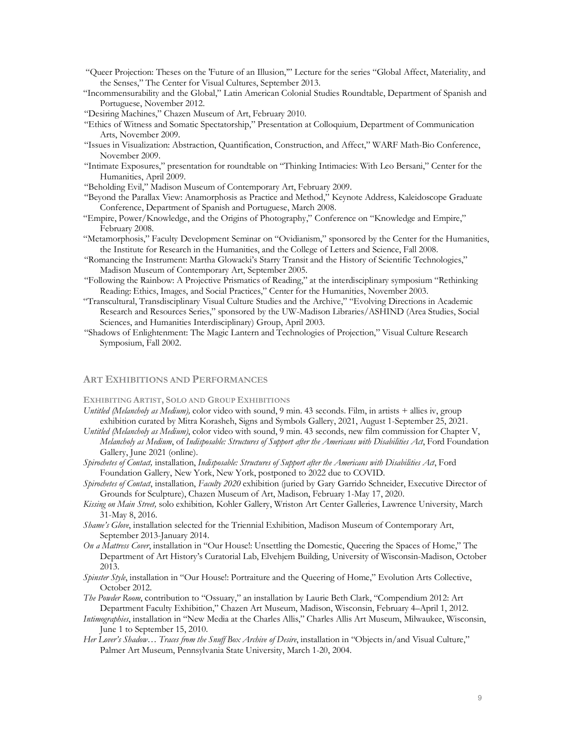"Queer Projection: Theses on the 'Future of an Illusion,'" Lecture for the series "Global Affect, Materiality, and the Senses," The Center for Visual Cultures, September 2013.

"Incommensurability and the Global," Latin American Colonial Studies Roundtable, Department of Spanish and Portuguese, November 2012.

"Desiring Machines," Chazen Museum of Art, February 2010.

"Ethics of Witness and Somatic Spectatorship," Presentation at Colloquium, Department of Communication Arts, November 2009.

"Issues in Visualization: Abstraction, Quantification, Construction, and Affect," WARF Math-Bio Conference, November 2009.

"Intimate Exposures," presentation for roundtable on "Thinking Intimacies: With Leo Bersani," Center for the Humanities, April 2009.

"Beholding Evil," Madison Museum of Contemporary Art, February 2009.

"Beyond the Parallax View: Anamorphosis as Practice and Method," Keynote Address, Kaleidoscope Graduate Conference, Department of Spanish and Portuguese, March 2008.

"Empire, Power/Knowledge, and the Origins of Photography," Conference on "Knowledge and Empire," February 2008.

"Metamorphosis," Faculty Development Seminar on "Ovidianism," sponsored by the Center for the Humanities, the Institute for Research in the Humanities, and the College of Letters and Science, Fall 2008.

"Romancing the Instrument: Martha Glowacki's Starry Transit and the History of Scientific Technologies," Madison Museum of Contemporary Art, September 2005.

"Following the Rainbow: A Projective Prismatics of Reading," at the interdisciplinary symposium "Rethinking Reading: Ethics, Images, and Social Practices," Center for the Humanities, November 2003.

"Transcultural, Transdisciplinary Visual Culture Studies and the Archive," "Evolving Directions in Academic Research and Resources Series," sponsored by the UW-Madison Libraries/ASHIND (Area Studies, Social Sciences, and Humanities Interdisciplinary) Group, April 2003.

"Shadows of Enlightenment: The Magic Lantern and Technologies of Projection," Visual Culture Research Symposium, Fall 2002.

## ART EXHIBITIONS AND PERFORMANCES

### EXHIBITING ARTIST, SOLO AND GROUP EXHIBITIONS

*Untitled (Melancholy as Medium),* color video with sound, 9 min. 43 seconds. Film, in artists + allies iv, group exhibition curated by Mitra Korasheh, Signs and Symbols Gallery, 2021, August 1-September 25, 2021.

*Untitled (Melancholy as Medium)*, color video with sound, 9 min. 43 seconds, new film commission for Chapter V, *Melancholy as Medium*, of *Indisposable: Structures of Support after the Americans with Disabilities Act*, Ford Foundation Gallery, June 2021 (online).

*Spirochetes of Contact,* installation, *Indisposable: Structures of Support after the Americans with Disabilities Act*, Ford Foundation Gallery, New York, New York, postponed to 2022 due to COVID.

*Spirochetes of Contact*, installation, *Faculty 2020* exhibition (juried by Gary Garrido Schneider, Executive Director of Grounds for Sculpture), Chazen Museum of Art, Madison, February 1-May 17, 2020.

*Kissing on Main Street,* solo exhibition*,* Kohler Gallery, Wriston Art Center Galleries, Lawrence University, March 31-May 8, 2016.

*Shame's Glove*, installation selected for the Triennial Exhibition, Madison Museum of Contemporary Art, September 2013-January 2014.

*On a Mattress Cover*, installation in "Our House!: Unsettling the Domestic, Queering the Spaces of Home," The Department of Art History's Curatorial Lab, Elvehjem Building, University of Wisconsin-Madison, October 2013.

*Spinster Style*, installation in "Our House!: Portraiture and the Queering of Home," Evolution Arts Collective, October 2012.

*The Powder Room*, contribution to "Ossuary," an installation by Laurie Beth Clark, "Compendium 2012: Art Department Faculty Exhibition," Chazen Art Museum, Madison, Wisconsin, February 4–April 1, 2012.

*Intimographies*, installation in "New Media at the Charles Allis," Charles Allis Art Museum, Milwaukee, Wisconsin, June 1 to September 15, 2010.

*Her Lover's Shadow… Traces from the Snuff Box Archive of Desire*, installation in "Objects in/and Visual Culture," Palmer Art Museum, Pennsylvania State University, March 1-20, 2004.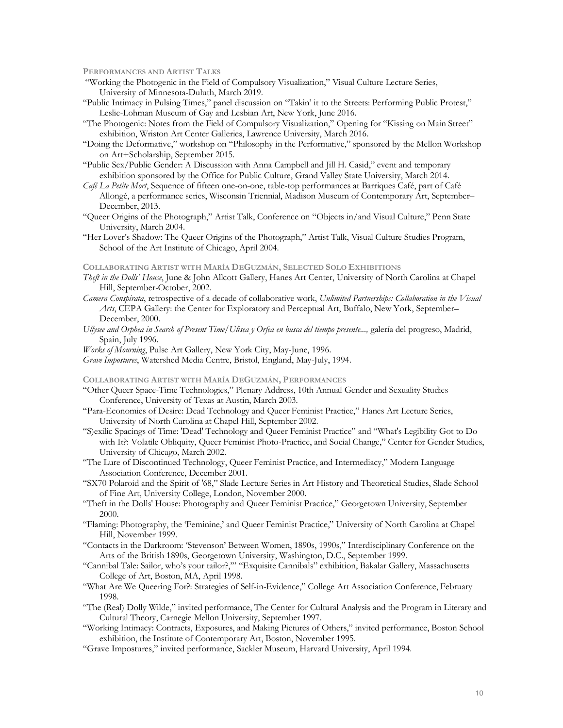**PERFORMANCES AND ARTIST TALKS**

"Working the Photogenic in the Field of Compulsory Visualization," Visual Culture Lecture Series, University of Minnesota-Duluth, March 2019.

"Public Intimacy in Pulsing Times," panel discussion on "Takin' it to the Streets: Performing Public Protest," Leslie-Lohman Museum of Gay and Lesbian Art, New York, June 2016.

"The Photogenic: Notes from the Field of Compulsory Visualization," Opening for "Kissing on Main Street" exhibition, Wriston Art Center Galleries, Lawrence University, March 2016.

"Doing the Deformative," workshop on "Philosophy in the Performative," sponsored by the Mellon Workshop on Art+Scholarship, September 2015.

"Public Sex/Public Gender: A Discussion with Anna Campbell and Jill H. Casid," event and temporary exhibition sponsored by the Office for Public Culture, Grand Valley State University, March 2014.

*Café La Petite Mort*, Sequence of fifteen one-on-one, table-top performances at Barriques Café, part of Café Allongé, a performance series, Wisconsin Triennial, Madison Museum of Contemporary Art, September–December, 2013.

"Queer Origins of the Photograph," Artist Talk, Conference on "Objects in/and Visual Culture," Penn State University, March 2004.

"Her Lover's Shadow: The Queer Origins of the Photograph," Artist Talk, Visual Culture Studies Program, School of the Art Institute of Chicago, April 2004.

**COLLABORATING ARTIST WITH MARÍA DEGUZMÁN, SELECTED SOLO EXHIBITIONS**

*Theft in the Dolls' House*, June & John Allcott Gallery, Hanes Art Center, University of North Carolina at Chapel Hill, September-October, 2002.

*Camera Conspirata*, retrospective of a decade of collaborative work, *Unlimited Partnerships: Collaboration in the Visual Arts*, CEPA Gallery: the Center for Exploratory and Perceptual Art, Buffalo, New York, September–December, 2000.

*Ullysee and Orphea in Search of Present Time/Ulisea y Orfea en busca del tiempo presente...,* galería del progreso, Madrid, Spain, July 1996.

*Works of Mourning*, Pulse Art Gallery, New York City, May-June, 1996.

*Grave Impostures*, Watershed Media Centre, Bristol, England, May-July, 1994.

**COLLABORATING ARTIST WITH MARÍA DEGUZMÁN, PERFORMANCES**

"Other Queer Space-Time Technologies," Plenary Address, 10th Annual Gender and Sexuality Studies Conference, University of Texas at Austin, March 2003.

"Para-Economies of Desire: Dead Technology and Queer Feminist Practice," Hanes Art Lecture Series, University of North Carolina at Chapel Hill, September 2002.

"S)exilic Spacings of Time: 'Dead' Technology and Queer Feminist Practice" and "What's Legibility Got to Do with It?: Volatile Obliquity, Queer Feminist Photo-Practice, and Social Change," Center for Gender Studies, University of Chicago, March 2002.

"The Lure of Discontinued Technology, Queer Feminist Practice, and Intermediacy," Modern Language Association Conference, December 2001.

"SX70 Polaroid and the Spirit of '68," Slade Lecture Series in Art History and Theoretical Studies, Slade School of Fine Art, University College, London, November 2000.

"Theft in the Dolls' House: Photography and Queer Feminist Practice," Georgetown University, September 2000.

"Flaming: Photography, the 'Feminine,' and Queer Feminist Practice," University of North Carolina at Chapel Hill, November 1999.

"Contacts in the Darkroom: 'Stevenson' Between Women, 1890s, 1990s," Interdisciplinary Conference on the Arts of the British 1890s, Georgetown University, Washington, D.C., September 1999.

"Cannibal Tale: Sailor, who's your tailor?,"' "Exquisite Cannibals" exhibition, Bakalar Gallery, Massachusetts College of Art, Boston, MA, April 1998.

"What Are We Queering For?: Strategies of Self-in-Evidence," College Art Association Conference, February 1998.

"The (Real) Dolly Wilde," invited performance, The Center for Cultural Analysis and the Program in Literary and Cultural Theory, Carnegie Mellon University, September 1997.

"Working Intimacy: Contracts, Exposures, and Making Pictures of Others," invited performance, Boston School exhibition, the Institute of Contemporary Art, Boston, November 1995.

"Grave Impostures," invited performance, Sackler Museum, Harvard University, April 1994.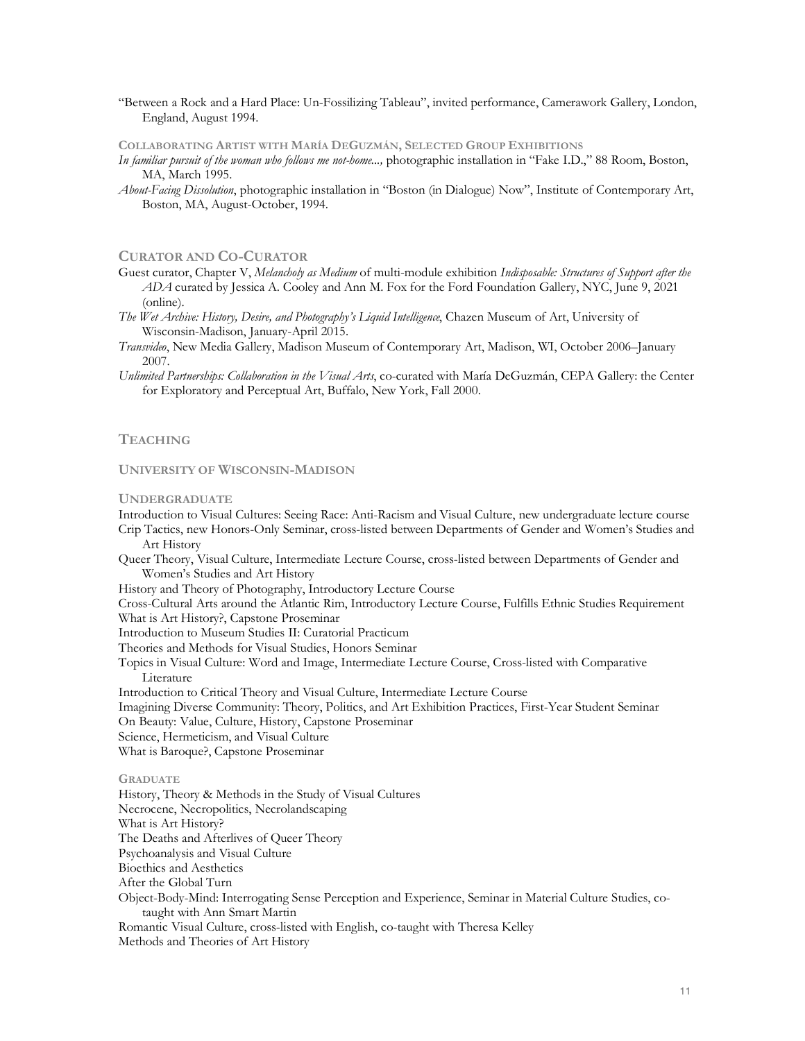“Between a Rock and a Hard Place: Un-Fossilizing Tableau”, invited performance, Camerawork Gallery, London, England, August 1994.

#### COLLABORATING ARTIST WITH MARÍA DEGUZMÁN, SELECTED GROUP EXHIBITIONS

*In familiar pursuit of the woman who follows me not-home...,* photographic installation in “Fake I.D.,” 88 Room, Boston, MA, March 1995.

*About-Facing Dissolution*, photographic installation in “Boston (in Dialogue) Now”, Institute of Contemporary Art, Boston, MA, August-October, 1994.

## CURATOR AND CO-CURATOR

Guest curator, Chapter V, *Melancholy as Medium* of multi-module exhibition *Indisposable: Structures of Support after the ADA* curated by Jessica A. Cooley and Ann M. Fox for the Ford Foundation Gallery, NYC, June 9, 2021 (online).

*The Wet Archive: History, Desire, and Photography’s Liquid Intelligence*, Chazen Museum of Art, University of Wisconsin-Madison, January-April 2015.

*Transvideo*, New Media Gallery, Madison Museum of Contemporary Art, Madison, WI, October 2006–January 2007.

*Unlimited Partnerships: Collaboration in the Visual Arts*, co-curated with María DeGuzmán, CEPA Gallery: the Center for Exploratory and Perceptual Art, Buffalo, New York, Fall 2000.

## TEACHING

### UNIVERSITY OF WISCONSIN-MADISON

#### UNDERGRADUATE

Introduction to Visual Cultures: Seeing Race: Anti-Racism and Visual Culture, new undergraduate lecture course

Crip Tactics, new Honors-Only Seminar, cross-listed between Departments of Gender and Women’s Studies and Art History

Queer Theory, Visual Culture, Intermediate Lecture Course, cross-listed between Departments of Gender and Women’s Studies and Art History

History and Theory of Photography, Introductory Lecture Course

Cross-Cultural Arts around the Atlantic Rim, Introductory Lecture Course, Fulfills Ethnic Studies Requirement

What is Art History?, Capstone Proseminar

Introduction to Museum Studies II: Curatorial Practicum

Theories and Methods for Visual Studies, Honors Seminar

Topics in Visual Culture: Word and Image, Intermediate Lecture Course, Cross-listed with Comparative Literature

Introduction to Critical Theory and Visual Culture, Intermediate Lecture Course

Imagining Diverse Community: Theory, Politics, and Art Exhibition Practices, First-Year Student Seminar

On Beauty: Value, Culture, History, Capstone Proseminar

Science, Hermeticism, and Visual Culture

What is Baroque?, Capstone Proseminar

#### GRADUATE

History, Theory & Methods in the Study of Visual Cultures

Necrocene, Necropolitics, Necrolandscaping

What is Art History?

The Deaths and Afterlives of Queer Theory

Psychoanalysis and Visual Culture

Bioethics and Aesthetics

After the Global Turn

Object-Body-Mind: Interrogating Sense Perception and Experience, Seminar in Material Culture Studies, co-taught with Ann Smart Martin

Romantic Visual Culture, cross-listed with English, co-taught with Theresa Kelley

Methods and Theories of Art History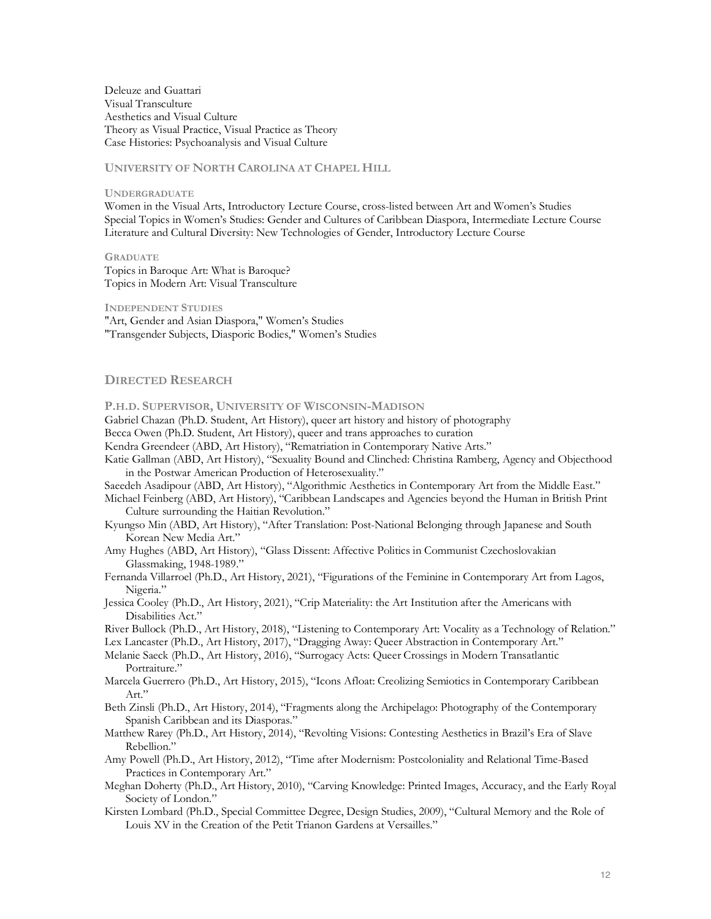Deleuze and Guattari
Visual Transculture
Aesthetics and Visual Culture
Theory as Visual Practice, Visual Practice as Theory
Case Histories: Psychoanalysis and Visual Culture

### UNIVERSITY OF NORTH CAROLINA AT CHAPEL HILL

#### UNDERGRADUATE

Women in the Visual Arts, Introductory Lecture Course, cross-listed between Art and Women's Studies
Special Topics in Women's Studies: Gender and Cultures of Caribbean Diaspora, Intermediate Lecture Course
Literature and Cultural Diversity: New Technologies of Gender, Introductory Lecture Course

#### GRADUATE

Topics in Baroque Art: What is Baroque?
Topics in Modern Art: Visual Transculture

#### INDEPENDENT STUDIES

"Art, Gender and Asian Diaspora," Women's Studies
"Transgender Subjects, Diasporic Bodies," Women's Studies

## DIRECTED RESEARCH

### P.H.D. SUPERVISOR, UNIVERSITY OF WISCONSIN-MADISON

Gabriel Chazan (Ph.D. Student, Art History), queer art history and history of photography
Becca Owen (Ph.D. Student, Art History), queer and trans approaches to curation
Kendra Greendeer (ABD, Art History), "Rematriation in Contemporary Native Arts."
Katie Gallman (ABD, Art History), "Sexuality Bound and Clinched: Christina Ramberg, Agency and Objecthood in the Postwar American Production of Heterosexuality."
Saeedeh Asadipour (ABD, Art History), "Algorithmic Aesthetics in Contemporary Art from the Middle East."
Michael Feinberg (ABD, Art History), "Caribbean Landscapes and Agencies beyond the Human in British Print Culture surrounding the Haitian Revolution."
Kyungso Min (ABD, Art History), "After Translation: Post-National Belonging through Japanese and South Korean New Media Art."
Amy Hughes (ABD, Art History), "Glass Dissent: Affective Politics in Communist Czechoslovakian Glassmaking, 1948-1989."
Fernanda Villarroel (Ph.D., Art History, 2021), "Figurations of the Feminine in Contemporary Art from Lagos, Nigeria."
Jessica Cooley (Ph.D., Art History, 2021), "Crip Materiality: the Art Institution after the Americans with Disabilities Act."
River Bullock (Ph.D., Art History, 2018), "Listening to Contemporary Art: Vocality as a Technology of Relation."
Lex Lancaster (Ph.D., Art History, 2017), "Dragging Away: Queer Abstraction in Contemporary Art."
Melanie Saeck (Ph.D., Art History, 2016), "Surrogacy Acts: Queer Crossings in Modern Transatlantic Portraiture."
Marcela Guerrero (Ph.D., Art History, 2015), "Icons Afloat: Creolizing Semiotics in Contemporary Caribbean Art."
Beth Zinsli (Ph.D., Art History, 2014), "Fragments along the Archipelago: Photography of the Contemporary Spanish Caribbean and its Diasporas."
Matthew Rarey (Ph.D., Art History, 2014), "Revolting Visions: Contesting Aesthetics in Brazil's Era of Slave Rebellion."
Amy Powell (Ph.D., Art History, 2012), "Time after Modernism: Postcoloniality and Relational Time-Based Practices in Contemporary Art."
Meghan Doherty (Ph.D., Art History, 2010), "Carving Knowledge: Printed Images, Accuracy, and the Early Royal Society of London."
Kirsten Lombard (Ph.D., Special Committee Degree, Design Studies, 2009), "Cultural Memory and the Role of Louis XV in the Creation of the Petit Trianon Gardens at Versailles."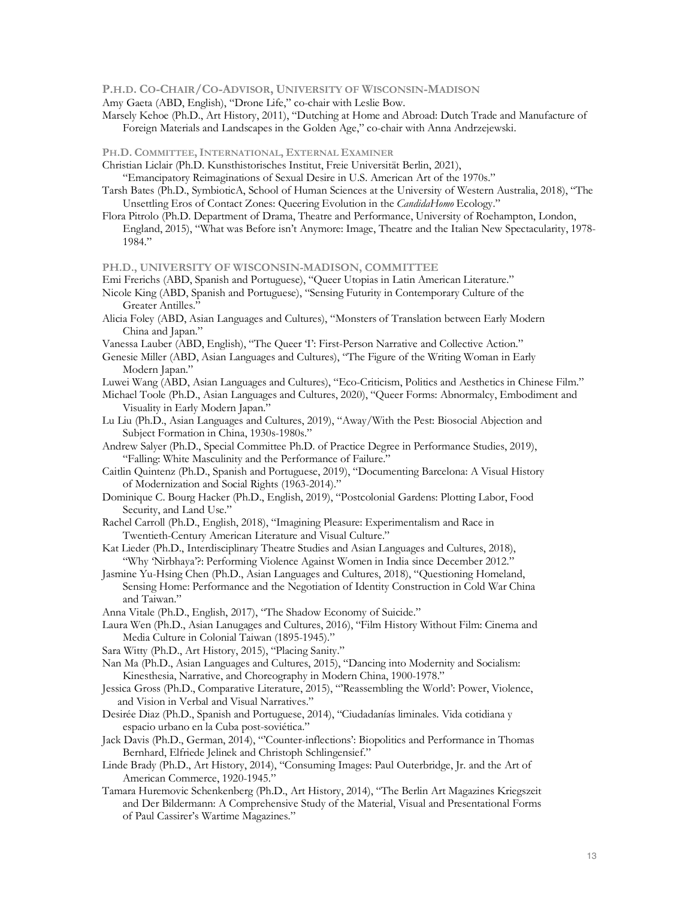### P.H.D. CO-CHAIR/CO-ADVISOR, UNIVERSITY OF WISCONSIN-MADISON

Amy Gaeta (ABD, English), "Drone Life," co-chair with Leslie Bow.

Marsely Kehoe (Ph.D., Art History, 2011), "Dutching at Home and Abroad: Dutch Trade and Manufacture of Foreign Materials and Landscapes in the Golden Age," co-chair with Anna Andrzejewski.

### PH.D. COMMITTEE, INTERNATIONAL, EXTERNAL EXAMINER

Christian Liclair (Ph.D. Kunsthistorisches Institut, Freie Universität Berlin, 2021), "Emancipatory Reimaginations of Sexual Desire in U.S. American Art of the 1970s."

Tarsh Bates (Ph.D., SymbioticA, School of Human Sciences at the University of Western Australia, 2018), "The Unsettling Eros of Contact Zones: Queering Evolution in the *CandidaHomo* Ecology."

Flora Pitrolo (Ph.D. Department of Drama, Theatre and Performance, University of Roehampton, London, England, 2015), "What was Before isn't Anymore: Image, Theatre and the Italian New Spectacularity, 1978-1984."

### PH.D., UNIVERSITY OF WISCONSIN-MADISON, COMMITTEE

Emi Frerichs (ABD, Spanish and Portuguese), "Queer Utopias in Latin American Literature."

Nicole King (ABD, Spanish and Portuguese), "Sensing Futurity in Contemporary Culture of the Greater Antilles."

Alicia Foley (ABD, Asian Languages and Cultures), "Monsters of Translation between Early Modern China and Japan."

Vanessa Lauber (ABD, English), "The Queer 'I': First-Person Narrative and Collective Action."

Genesie Miller (ABD, Asian Languages and Cultures), "The Figure of the Writing Woman in Early Modern Japan."

Luwei Wang (ABD, Asian Languages and Cultures), "Eco-Criticism, Politics and Aesthetics in Chinese Film."

Michael Toole (Ph.D., Asian Languages and Cultures, 2020), "Queer Forms: Abnormalcy, Embodiment and Visuality in Early Modern Japan."

Lu Liu (Ph.D., Asian Languages and Cultures, 2019), "Away/With the Pest: Biosocial Abjection and Subject Formation in China, 1930s-1980s."

Andrew Salyer (Ph.D., Special Committee Ph.D. of Practice Degree in Performance Studies, 2019), "Falling: White Masculinity and the Performance of Failure."

Caitlin Quintenz (Ph.D., Spanish and Portuguese, 2019), "Documenting Barcelona: A Visual History of Modernization and Social Rights (1963-2014)."

Dominique C. Bourg Hacker (Ph.D., English, 2019), "Postcolonial Gardens: Plotting Labor, Food Security, and Land Use."

Rachel Carroll (Ph.D., English, 2018), "Imagining Pleasure: Experimentalism and Race in Twentieth-Century American Literature and Visual Culture."

Kat Lieder (Ph.D., Interdisciplinary Theatre Studies and Asian Languages and Cultures, 2018), "Why 'Nirbhaya'?: Performing Violence Against Women in India since December 2012."

Jasmine Yu-Hsing Chen (Ph.D., Asian Languages and Cultures, 2018), "Questioning Homeland, Sensing Home: Performance and the Negotiation of Identity Construction in Cold War China and Taiwan."

Anna Vitale (Ph.D., English, 2017), "The Shadow Economy of Suicide."

Laura Wen (Ph.D., Asian Lanugages and Cultures, 2016), "Film History Without Film: Cinema and Media Culture in Colonial Taiwan (1895-1945)."

Sara Witty (Ph.D., Art History, 2015), "Placing Sanity."

Nan Ma (Ph.D., Asian Languages and Cultures, 2015), "Dancing into Modernity and Socialism: Kinesthesia, Narrative, and Choreography in Modern China, 1900-1978."

Jessica Gross (Ph.D., Comparative Literature, 2015), "'Reassembling the World': Power, Violence, and Vision in Verbal and Visual Narratives."

Desirée Diaz (Ph.D., Spanish and Portuguese, 2014), "Ciudadanías liminales. Vida cotidiana y espacio urbano en la Cuba post-soviética."

Jack Davis (Ph.D., German, 2014), "'Counter-inflections': Biopolitics and Performance in Thomas Bernhard, Elfriede Jelinek and Christoph Schlingensief."

Linde Brady (Ph.D., Art History, 2014), "Consuming Images: Paul Outerbridge, Jr. and the Art of American Commerce, 1920-1945."

Tamara Huremovic Schenkenberg (Ph.D., Art History, 2014), "The Berlin Art Magazines Kriegszeit and Der Bildermann: A Comprehensive Study of the Material, Visual and Presentational Forms of Paul Cassirer's Wartime Magazines."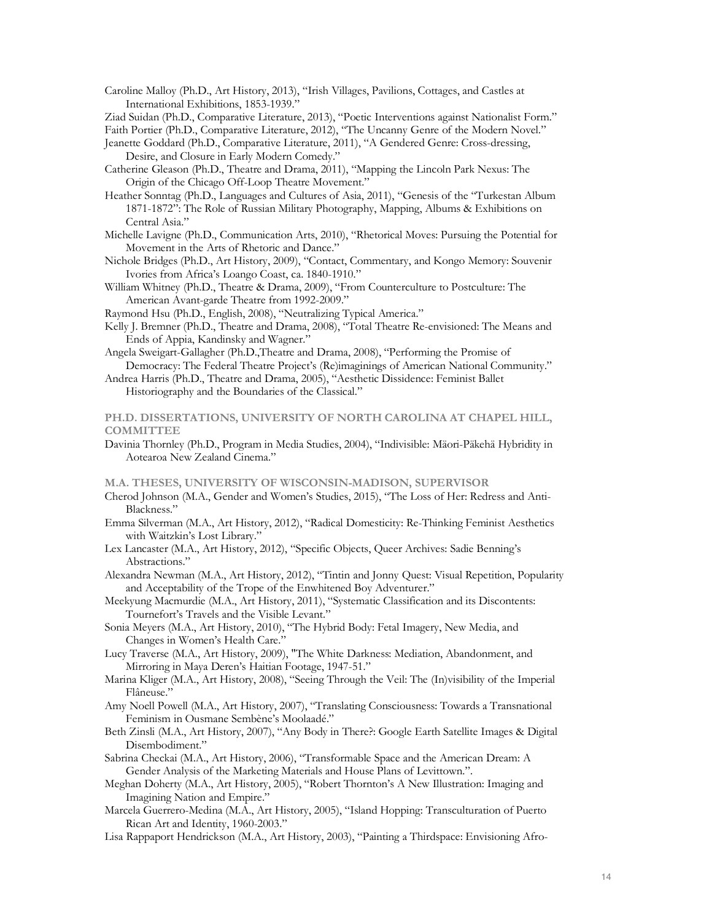Caroline Malloy (Ph.D., Art History, 2013), "Irish Villages, Pavilions, Cottages, and Castles at International Exhibitions, 1853-1939."

Ziad Suidan (Ph.D., Comparative Literature, 2013), "Poetic Interventions against Nationalist Form."

Faith Portier (Ph.D., Comparative Literature, 2012), "The Uncanny Genre of the Modern Novel."

Jeanette Goddard (Ph.D., Comparative Literature, 2011), "A Gendered Genre: Cross-dressing, Desire, and Closure in Early Modern Comedy."

Catherine Gleason (Ph.D., Theatre and Drama, 2011), "Mapping the Lincoln Park Nexus: The Origin of the Chicago Off-Loop Theatre Movement."

Heather Sonntag (Ph.D., Languages and Cultures of Asia, 2011), "Genesis of the "Turkestan Album 1871-1872": The Role of Russian Military Photography, Mapping, Albums & Exhibitions on Central Asia."

Michelle Lavigne (Ph.D., Communication Arts, 2010), "Rhetorical Moves: Pursuing the Potential for Movement in the Arts of Rhetoric and Dance."

Nichole Bridges (Ph.D., Art History, 2009), "Contact, Commentary, and Kongo Memory: Souvenir Ivories from Africa's Loango Coast, ca. 1840-1910."

William Whitney (Ph.D., Theatre & Drama, 2009), "From Counterculture to Postculture: The American Avant-garde Theatre from 1992-2009."

Raymond Hsu (Ph.D., English, 2008), "Neutralizing Typical America."

Kelly J. Bremner (Ph.D., Theatre and Drama, 2008), "Total Theatre Re-envisioned: The Means and Ends of Appia, Kandinsky and Wagner."

Angela Sweigart-Gallagher (Ph.D.,Theatre and Drama, 2008), "Performing the Promise of Democracy: The Federal Theatre Project's (Re)imaginings of American National Community."

Andrea Harris (Ph.D., Theatre and Drama, 2005), "Aesthetic Dissidence: Feminist Ballet Historiography and the Boundaries of the Classical."

## PH.D. DISSERTATIONS, UNIVERSITY OF NORTH CAROLINA AT CHAPEL HILL, COMMITTEE

Davinia Thornley (Ph.D., Program in Media Studies, 2004), "Indivisible: Mäori-Päkehä Hybridity in Aotearoa New Zealand Cinema."

## M.A. THESES, UNIVERSITY OF WISCONSIN-MADISON, SUPERVISOR

Cherod Johnson (M.A., Gender and Women's Studies, 2015), "The Loss of Her: Redress and Anti-Blackness."

Emma Silverman (M.A., Art History, 2012), "Radical Domesticity: Re-Thinking Feminist Aesthetics with Waitzkin's Lost Library."

Lex Lancaster (M.A., Art History, 2012), "Specific Objects, Queer Archives: Sadie Benning's Abstractions."

Alexandra Newman (M.A., Art History, 2012), "Tintin and Jonny Quest: Visual Repetition, Popularity and Acceptability of the Trope of the Enwhitened Boy Adventurer."

Meekyung Macmurdie (M.A., Art History, 2011), "Systematic Classification and its Discontents: Tournefort's Travels and the Visible Levant."

Sonia Meyers (M.A., Art History, 2010), "The Hybrid Body: Fetal Imagery, New Media, and Changes in Women's Health Care."

Lucy Traverse (M.A., Art History, 2009), "The White Darkness: Mediation, Abandonment, and Mirroring in Maya Deren's Haitian Footage, 1947-51."

Marina Kliger (M.A., Art History, 2008), "Seeing Through the Veil: The (In)visibility of the Imperial Flâneuse."

Amy Noell Powell (M.A., Art History, 2007), "Translating Consciousness: Towards a Transnational Feminism in Ousmane Sembène's Moolaadé."

Beth Zinsli (M.A., Art History, 2007), "Any Body in There?: Google Earth Satellite Images & Digital Disembodiment."

Sabrina Checkai (M.A., Art History, 2006), "Transformable Space and the American Dream: A Gender Analysis of the Marketing Materials and House Plans of Levittown.".

Meghan Doherty (M.A., Art History, 2005), "Robert Thornton's A New Illustration: Imaging and Imagining Nation and Empire."

Marcela Guerrero-Medina (M.A., Art History, 2005), "Island Hopping: Transculturation of Puerto Rican Art and Identity, 1960-2003."

Lisa Rappaport Hendrickson (M.A., Art History, 2003), "Painting a Thirdspace: Envisioning Afro-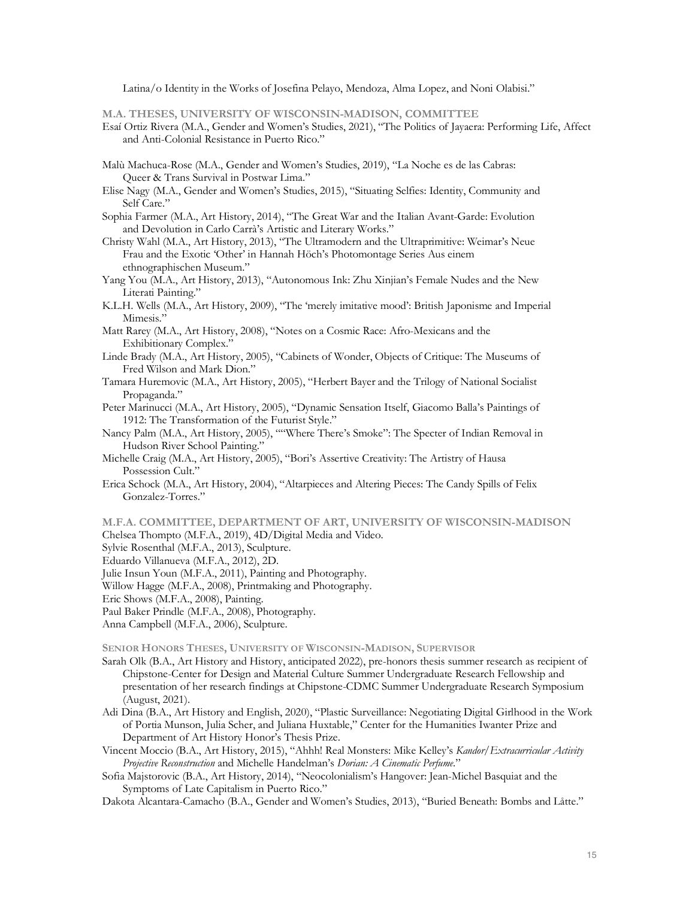Latina/o Identity in the Works of Josefina Pelayo, Mendoza, Alma Lopez, and Noni Olabisi."

### M.A. THESES, UNIVERSITY OF WISCONSIN-MADISON, COMMITTEE

Esaí Ortiz Rivera (M.A., Gender and Women's Studies, 2021), "The Politics of Jayaera: Performing Life, Affect and Anti-Colonial Resistance in Puerto Rico."

Malù Machuca-Rose (M.A., Gender and Women's Studies, 2019), "La Noche es de las Cabras: Queer & Trans Survival in Postwar Lima."

Elise Nagy (M.A., Gender and Women's Studies, 2015), "Situating Selfies: Identity, Community and Self Care."

Sophia Farmer (M.A., Art History, 2014), "The Great War and the Italian Avant-Garde: Evolution and Devolution in Carlo Carrà's Artistic and Literary Works."

Christy Wahl (M.A., Art History, 2013), "The Ultramodern and the Ultraprimitive: Weimar's Neue Frau and the Exotic 'Other' in Hannah Höch's Photomontage Series Aus einem ethnographischen Museum."

Yang You (M.A., Art History, 2013), "Autonomous Ink: Zhu Xinjian's Female Nudes and the New Literati Painting."

K.L.H. Wells (M.A., Art History, 2009), "The 'merely imitative mood': British Japonisme and Imperial Mimesis."

Matt Rarey (M.A., Art History, 2008), "Notes on a Cosmic Race: Afro-Mexicans and the Exhibitionary Complex."

Linde Brady (M.A., Art History, 2005), "Cabinets of Wonder, Objects of Critique: The Museums of Fred Wilson and Mark Dion."

Tamara Huremovic (M.A., Art History, 2005), "Herbert Bayer and the Trilogy of National Socialist Propaganda."

Peter Marinucci (M.A., Art History, 2005), "Dynamic Sensation Itself, Giacomo Balla's Paintings of 1912: The Transformation of the Futurist Style."

Nancy Palm (M.A., Art History, 2005), ""Where There's Smoke": The Specter of Indian Removal in Hudson River School Painting."

Michelle Craig (M.A., Art History, 2005), "Bori's Assertive Creativity: The Artistry of Hausa Possession Cult."

Erica Schock (M.A., Art History, 2004), "Altarpieces and Altering Pieces: The Candy Spills of Felix Gonzalez-Torres."

### M.F.A. COMMITTEE, DEPARTMENT OF ART, UNIVERSITY OF WISCONSIN-MADISON

Chelsea Thompto (M.F.A., 2019), 4D/Digital Media and Video.

Sylvie Rosenthal (M.F.A., 2013), Sculpture.

Eduardo Villanueva (M.F.A., 2012), 2D.

Julie Insun Youn (M.F.A., 2011), Painting and Photography.

Willow Hagge (M.F.A., 2008), Printmaking and Photography.

Eric Shows (M.F.A., 2008), Painting.

Paul Baker Prindle (M.F.A., 2008), Photography.

Anna Campbell (M.F.A., 2006), Sculpture.

### SENIOR HONORS THESES, UNIVERSITY OF WISCONSIN-MADISON, SUPERVISOR

Sarah Olk (B.A., Art History and History, anticipated 2022), pre-honors thesis summer research as recipient of Chipstone-Center for Design and Material Culture Summer Undergraduate Research Fellowship and presentation of her research findings at Chipstone-CDMC Summer Undergraduate Research Symposium (August, 2021).

Adi Dina (B.A., Art History and English, 2020), "Plastic Surveillance: Negotiating Digital Girlhood in the Work of Portia Munson, Julia Scher, and Juliana Huxtable," Center for the Humanities Iwanter Prize and Department of Art History Honor's Thesis Prize.

Vincent Moccio (B.A., Art History, 2015), "Ahhh! Real Monsters: Mike Kelley's *Kandor/Extracurricular Activity Projective Reconstruction* and Michelle Handelman's *Dorian: A Cinematic Perfume*."

Sofia Majstorovic (B.A., Art History, 2014), "Neocolonialism's Hangover: Jean-Michel Basquiat and the Symptoms of Late Capitalism in Puerto Rico."

Dakota Alcantara-Camacho (B.A., Gender and Women's Studies, 2013), "Buried Beneath: Bombs and Låtte."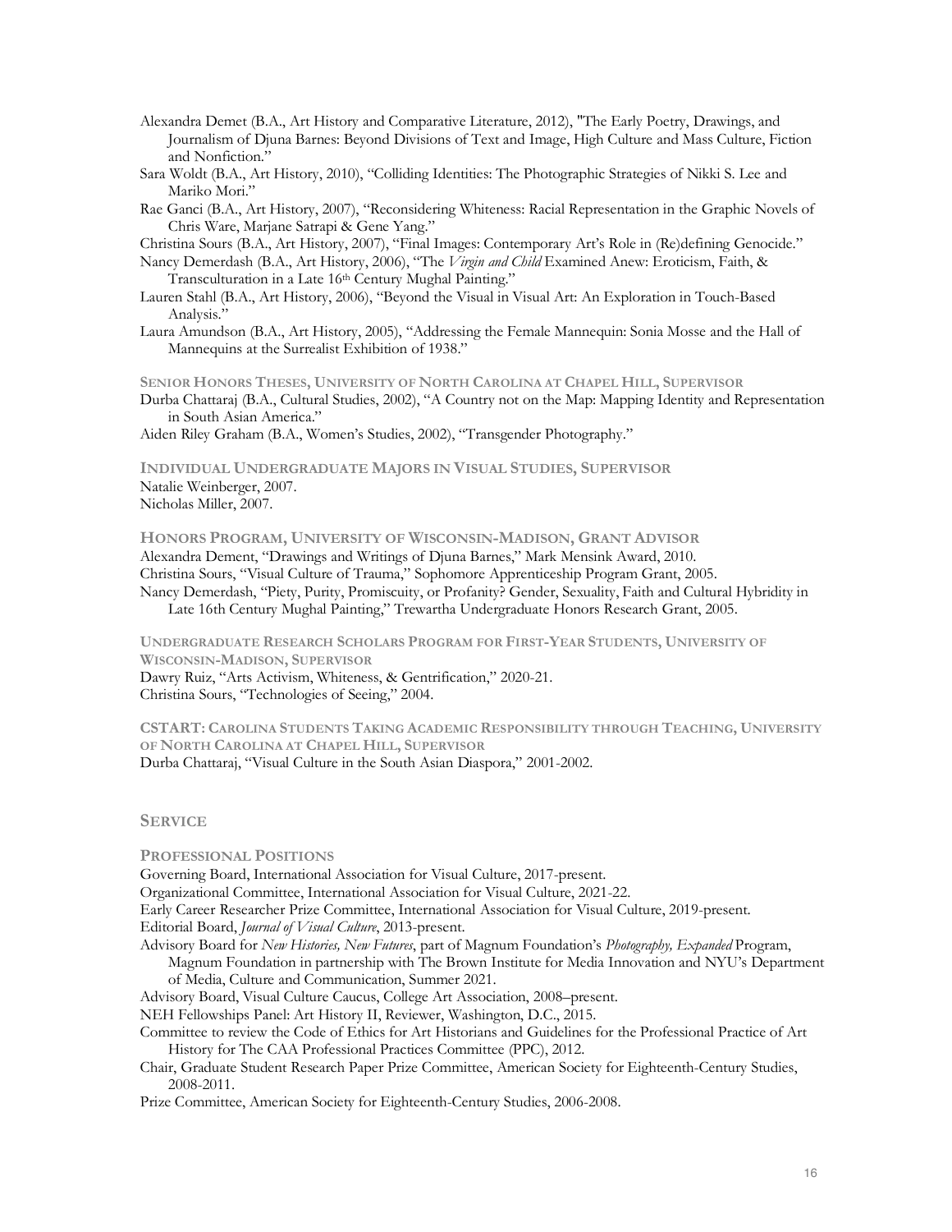Alexandra Demet (B.A., Art History and Comparative Literature, 2012), "The Early Poetry, Drawings, and Journalism of Djuna Barnes: Beyond Divisions of Text and Image, High Culture and Mass Culture, Fiction and Nonfiction."

Sara Woldt (B.A., Art History, 2010), "Colliding Identities: The Photographic Strategies of Nikki S. Lee and Mariko Mori."

Rae Ganci (B.A., Art History, 2007), "Reconsidering Whiteness: Racial Representation in the Graphic Novels of Chris Ware, Marjane Satrapi & Gene Yang."

Christina Sours (B.A., Art History, 2007), "Final Images: Contemporary Art's Role in (Re)defining Genocide."

Nancy Demerdash (B.A., Art History, 2006), "The *Virgin and Child* Examined Anew: Eroticism, Faith, & Transculturation in a Late 16th Century Mughal Painting."

Lauren Stahl (B.A., Art History, 2006), "Beyond the Visual in Visual Art: An Exploration in Touch-Based Analysis."

Laura Amundson (B.A., Art History, 2005), "Addressing the Female Mannequin: Sonia Mosse and the Hall of Mannequins at the Surrealist Exhibition of 1938."

#### SENIOR HONORS THESES, UNIVERSITY OF NORTH CAROLINA AT CHAPEL HILL, SUPERVISOR

Durba Chattaraj (B.A., Cultural Studies, 2002), "A Country not on the Map: Mapping Identity and Representation in South Asian America."

Aiden Riley Graham (B.A., Women's Studies, 2002), "Transgender Photography."

#### INDIVIDUAL UNDERGRADUATE MAJORS IN VISUAL STUDIES, SUPERVISOR

Natalie Weinberger, 2007.

Nicholas Miller, 2007.

#### HONORS PROGRAM, UNIVERSITY OF WISCONSIN-MADISON, GRANT ADVISOR

Alexandra Dement, "Drawings and Writings of Djuna Barnes," Mark Mensink Award, 2010.

Christina Sours, "Visual Culture of Trauma," Sophomore Apprenticeship Program Grant, 2005.

Nancy Demerdash, "Piety, Purity, Promiscuity, or Profanity? Gender, Sexuality, Faith and Cultural Hybridity in Late 16th Century Mughal Painting," Trewartha Undergraduate Honors Research Grant, 2005.

#### UNDERGRADUATE RESEARCH SCHOLARS PROGRAM FOR FIRST-YEAR STUDENTS, UNIVERSITY OF WISCONSIN-MADISON, SUPERVISOR

Dawry Ruiz, "Arts Activism, Whiteness, & Gentrification," 2020-21.

Christina Sours, "Technologies of Seeing," 2004.

#### CSTART: CAROLINA STUDENTS TAKING ACADEMIC RESPONSIBILITY THROUGH TEACHING, UNIVERSITY OF NORTH CAROLINA AT CHAPEL HILL, SUPERVISOR

Durba Chattaraj, "Visual Culture in the South Asian Diaspora," 2001-2002.

## SERVICE

#### PROFESSIONAL POSITIONS

Governing Board, International Association for Visual Culture, 2017-present.

Organizational Committee, International Association for Visual Culture, 2021-22.

Early Career Researcher Prize Committee, International Association for Visual Culture, 2019-present.

Editorial Board, *Journal of Visual Culture*, 2013-present.

Advisory Board for *New Histories, New Futures*, part of Magnum Foundation's *Photography, Expanded* Program, Magnum Foundation in partnership with The Brown Institute for Media Innovation and NYU's Department of Media, Culture and Communication, Summer 2021.

Advisory Board, Visual Culture Caucus, College Art Association, 2008–present.

NEH Fellowships Panel: Art History II, Reviewer, Washington, D.C., 2015.

Committee to review the Code of Ethics for Art Historians and Guidelines for the Professional Practice of Art History for The CAA Professional Practices Committee (PPC), 2012.

Chair, Graduate Student Research Paper Prize Committee, American Society for Eighteenth-Century Studies, 2008-2011.

Prize Committee, American Society for Eighteenth-Century Studies, 2006-2008.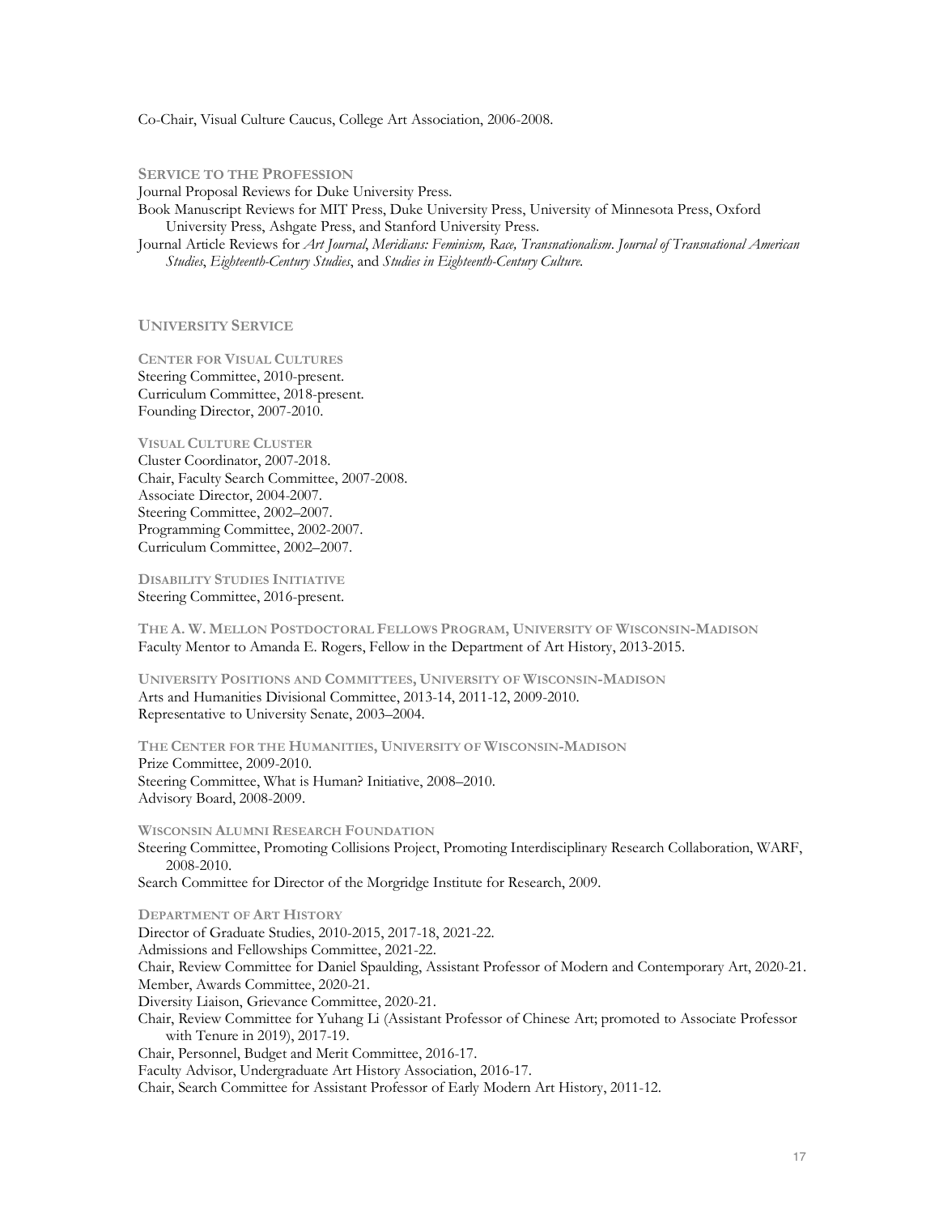Co-Chair, Visual Culture Caucus, College Art Association, 2006-2008.

## SERVICE TO THE PROFESSION

Journal Proposal Reviews for Duke University Press.

Book Manuscript Reviews for MIT Press, Duke University Press, University of Minnesota Press, Oxford University Press, Ashgate Press, and Stanford University Press.

Journal Article Reviews for *Art Journal*, *Meridians: Feminism, Race, Transnationalism*. *Journal of Transnational American Studies*, *Eighteenth-Century Studies*, and *Studies in Eighteenth-Century Culture*.

## UNIVERSITY SERVICE

### CENTER FOR VISUAL CULTURES

Steering Committee, 2010-present.
Curriculum Committee, 2018-present.
Founding Director, 2007-2010.

### VISUAL CULTURE CLUSTER

Cluster Coordinator, 2007-2018.
Chair, Faculty Search Committee, 2007-2008.
Associate Director, 2004-2007.
Steering Committee, 2002–2007.
Programming Committee, 2002-2007.
Curriculum Committee, 2002–2007.

### DISABILITY STUDIES INITIATIVE

Steering Committee, 2016-present.

### THE A. W. MELLON POSTDOCTORAL FELLOWS PROGRAM, UNIVERSITY OF WISCONSIN-MADISON

Faculty Mentor to Amanda E. Rogers, Fellow in the Department of Art History, 2013-2015.

### UNIVERSITY POSITIONS AND COMMITTEES, UNIVERSITY OF WISCONSIN-MADISON

Arts and Humanities Divisional Committee, 2013-14, 2011-12, 2009-2010.
Representative to University Senate, 2003–2004.

### THE CENTER FOR THE HUMANITIES, UNIVERSITY OF WISCONSIN-MADISON

Prize Committee, 2009-2010.
Steering Committee, What is Human? Initiative, 2008–2010.
Advisory Board, 2008-2009.

### WISCONSIN ALUMNI RESEARCH FOUNDATION

Steering Committee, Promoting Collisions Project, Promoting Interdisciplinary Research Collaboration, WARF, 2008-2010.

Search Committee for Director of the Morgridge Institute for Research, 2009.

### DEPARTMENT OF ART HISTORY

Director of Graduate Studies, 2010-2015, 2017-18, 2021-22.
Admissions and Fellowships Committee, 2021-22.
Chair, Review Committee for Daniel Spaulding, Assistant Professor of Modern and Contemporary Art, 2020-21.
Member, Awards Committee, 2020-21.
Diversity Liaison, Grievance Committee, 2020-21.
Chair, Review Committee for Yuhang Li (Assistant Professor of Chinese Art; promoted to Associate Professor with Tenure in 2019), 2017-19.
Chair, Personnel, Budget and Merit Committee, 2016-17.
Faculty Advisor, Undergraduate Art History Association, 2016-17.
Chair, Search Committee for Assistant Professor of Early Modern Art History, 2011-12.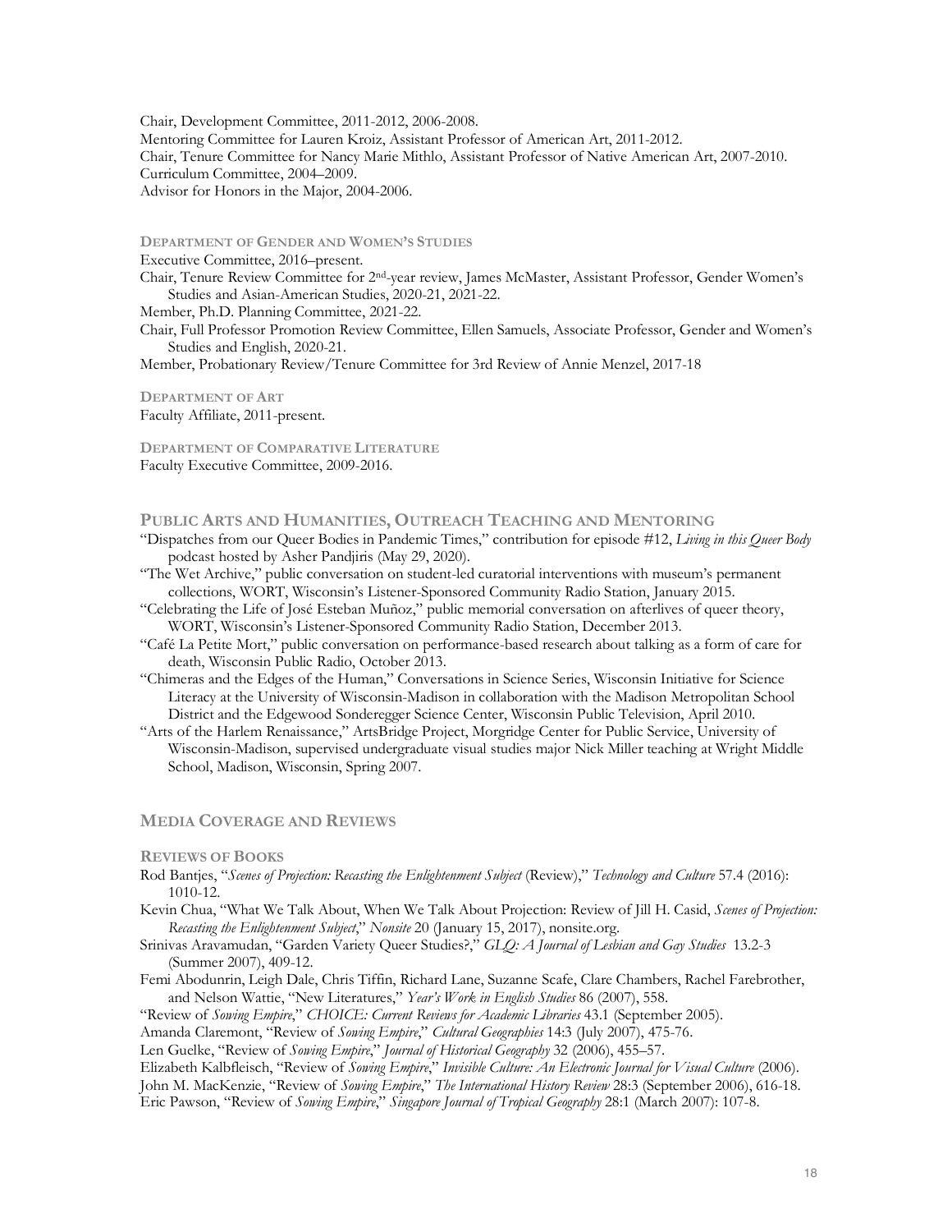Chair, Development Committee, 2011-2012, 2006-2008.
Mentoring Committee for Lauren Kroiz, Assistant Professor of American Art, 2011-2012.
Chair, Tenure Committee for Nancy Marie Mithlo, Assistant Professor of Native American Art, 2007-2010.
Curriculum Committee, 2004–2009.
Advisor for Honors in the Major, 2004-2006.

### DEPARTMENT OF GENDER AND WOMEN'S STUDIES

Executive Committee, 2016–present.
Chair, Tenure Review Committee for 2nd-year review, James McMaster, Assistant Professor, Gender Women's Studies and Asian-American Studies, 2020-21, 2021-22.
Member, Ph.D. Planning Committee, 2021-22.
Chair, Full Professor Promotion Review Committee, Ellen Samuels, Associate Professor, Gender and Women's Studies and English, 2020-21.
Member, Probationary Review/Tenure Committee for 3rd Review of Annie Menzel, 2017-18

### DEPARTMENT OF ART

Faculty Affiliate, 2011-present.

### DEPARTMENT OF COMPARATIVE LITERATURE

Faculty Executive Committee, 2009-2016.

## PUBLIC ARTS AND HUMANITIES, OUTREACH TEACHING AND MENTORING

"Dispatches from our Queer Bodies in Pandemic Times," contribution for episode #12, *Living in this Queer Body* podcast hosted by Asher Pandjiris (May 29, 2020).
"The Wet Archive," public conversation on student-led curatorial interventions with museum's permanent collections, WORT, Wisconsin's Listener-Sponsored Community Radio Station, January 2015.
"Celebrating the Life of José Esteban Muñoz," public memorial conversation on afterlives of queer theory, WORT, Wisconsin's Listener-Sponsored Community Radio Station, December 2013.
"Café La Petite Mort," public conversation on performance-based research about talking as a form of care for death, Wisconsin Public Radio, October 2013.
"Chimeras and the Edges of the Human," Conversations in Science Series, Wisconsin Initiative for Science Literacy at the University of Wisconsin-Madison in collaboration with the Madison Metropolitan School District and the Edgewood Sonderegger Science Center, Wisconsin Public Television, April 2010.
"Arts of the Harlem Renaissance," ArtsBridge Project, Morgridge Center for Public Service, University of Wisconsin-Madison, supervised undergraduate visual studies major Nick Miller teaching at Wright Middle School, Madison, Wisconsin, Spring 2007.

## MEDIA COVERAGE AND REVIEWS

### REVIEWS OF BOOKS

Rod Bantjes, "*Scenes of Projection: Recasting the Enlightenment Subject* (Review)," *Technology and Culture* 57.4 (2016): 1010-12.
Kevin Chua, "What We Talk About, When We Talk About Projection: Review of Jill H. Casid, *Scenes of Projection: Recasting the Enlightenment Subject*," *Nonsite* 20 (January 15, 2017), nonsite.org.
Srinivas Aravamudan, "Garden Variety Queer Studies?," *GLQ: A Journal of Lesbian and Gay Studies* 13.2-3 (Summer 2007), 409-12.
Femi Abodunrin, Leigh Dale, Chris Tiffin, Richard Lane, Suzanne Scafe, Clare Chambers, Rachel Farebrother, and Nelson Wattie, "New Literatures," *Year's Work in English Studies* 86 (2007), 558.
"Review of *Sowing Empire*," *CHOICE: Current Reviews for Academic Libraries* 43.1 (September 2005).
Amanda Claremont, "Review of *Sowing Empire*," *Cultural Geographies* 14:3 (July 2007), 475-76.
Len Guelke, "Review of *Sowing Empire*," *Journal of Historical Geography* 32 (2006), 455–57.
Elizabeth Kalbfleisch, "Review of *Sowing Empire*," *Invisible Culture: An Electronic Journal for Visual Culture* (2006).
John M. MacKenzie, "Review of *Sowing Empire*," *The International History Review* 28:3 (September 2006), 616-18.
Eric Pawson, "Review of *Sowing Empire*," *Singapore Journal of Tropical Geography* 28:1 (March 2007): 107-8.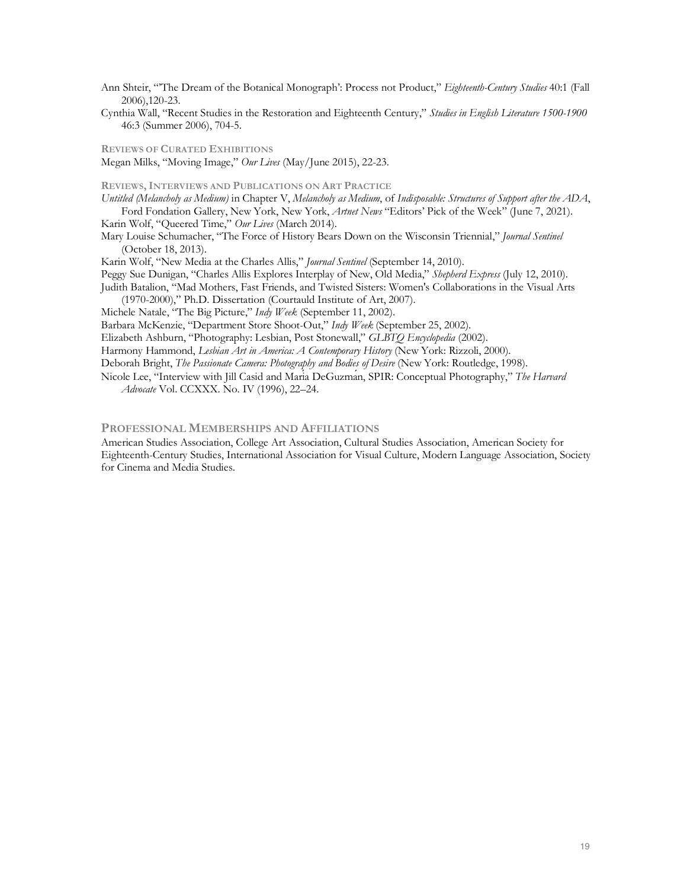Ann Shteir, "'The Dream of the Botanical Monograph': Process not Product," *Eighteenth-Century Studies* 40:1 (Fall 2006),120-23.

Cynthia Wall, "Recent Studies in the Restoration and Eighteenth Century," *Studies in English Literature 1500-1900* 46:3 (Summer 2006), 704-5.

### Reviews of Curated Exhibitions

Megan Milks, "Moving Image," *Our Lives* (May/June 2015), 22-23.

### Reviews, Interviews and Publications on Art Practice

*Untitled (Melancholy as Medium)* in Chapter V, *Melancholy as Medium*, of *Indisposable: Structures of Support after the ADA*, Ford Fondation Gallery, New York, New York, *Artnet News* "Editors' Pick of the Week" (June 7, 2021).

Karin Wolf, "Queered Time," *Our Lives* (March 2014).

Mary Louise Schumacher, "The Force of History Bears Down on the Wisconsin Triennial," *Journal Sentinel* (October 18, 2013).

Karin Wolf, "New Media at the Charles Allis," *Journal Sentinel* (September 14, 2010).

Peggy Sue Dunigan, "Charles Allis Explores Interplay of New, Old Media," *Shepherd Express* (July 12, 2010).

Judith Batalion, "Mad Mothers, Fast Friends, and Twisted Sisters: Women's Collaborations in the Visual Arts (1970-2000)," Ph.D. Dissertation (Courtauld Institute of Art, 2007).

Michele Natale, "The Big Picture," *Indy Week* (September 11, 2002).

Barbara McKenzie, "Department Store Shoot-Out," *Indy Week* (September 25, 2002).

Elizabeth Ashburn, "Photography: Lesbian, Post Stonewall," *GLBTQ Encyclopedia* (2002).

Harmony Hammond, *Lesbian Art in America: A Contemporary History* (New York: Rizzoli, 2000).

Deborah Bright, *The Passionate Camera: Photography and Bodies of Desire* (New York: Routledge, 1998).

Nicole Lee, "Interview with Jill Casid and María DeGuzmán, SPIR: Conceptual Photography," *The Harvard Advocate* Vol. CCXXX. No. IV (1996), 22–24.

## Professional Memberships and Affiliations

American Studies Association, College Art Association, Cultural Studies Association, American Society for Eighteenth-Century Studies, International Association for Visual Culture, Modern Language Association, Society for Cinema and Media Studies.